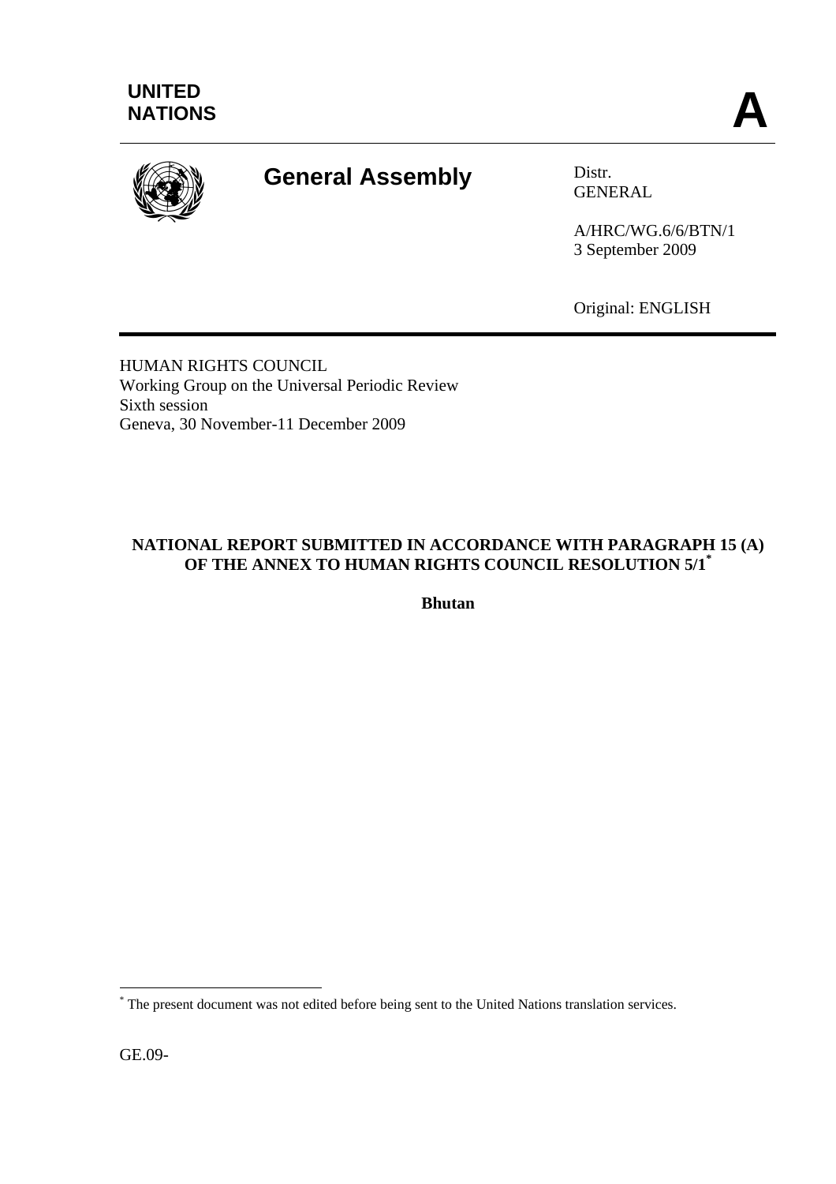**UNITED NATIONS**

**A**

# General Assembly

Distr.
GENERAL

A/HRC/WG.6/6/BTN/1
3 September 2009

Original: ENGLISH

HUMAN RIGHTS COUNCIL
Working Group on the Universal Periodic Review
Sixth session
Geneva, 30 November-11 December 2009

## NATIONAL REPORT SUBMITTED IN ACCORDANCE WITH PARAGRAPH 15 (A) OF THE ANNEX TO HUMAN RIGHTS COUNCIL RESOLUTION 5/1[*]

**Bhutan**

[*] The present document was not edited before being sent to the United Nations translation services.

GE.09-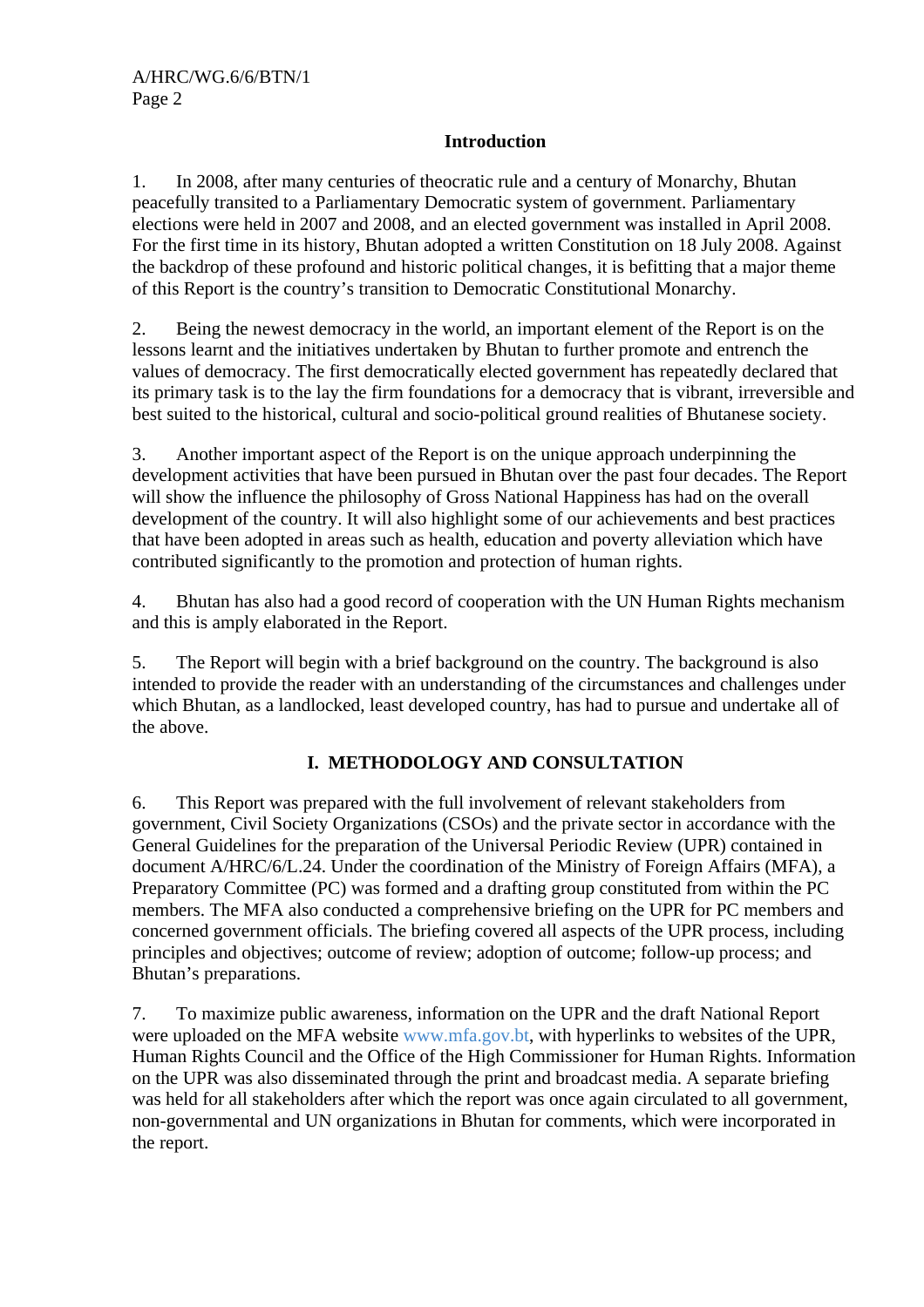## Introduction

1. In 2008, after many centuries of theocratic rule and a century of Monarchy, Bhutan peacefully transited to a Parliamentary Democratic system of government. Parliamentary elections were held in 2007 and 2008, and an elected government was installed in April 2008. For the first time in its history, Bhutan adopted a written Constitution on 18 July 2008. Against the backdrop of these profound and historic political changes, it is befitting that a major theme of this Report is the country's transition to Democratic Constitutional Monarchy.

2. Being the newest democracy in the world, an important element of the Report is on the lessons learnt and the initiatives undertaken by Bhutan to further promote and entrench the values of democracy. The first democratically elected government has repeatedly declared that its primary task is to the lay the firm foundations for a democracy that is vibrant, irreversible and best suited to the historical, cultural and socio-political ground realities of Bhutanese society.

3. Another important aspect of the Report is on the unique approach underpinning the development activities that have been pursued in Bhutan over the past four decades. The Report will show the influence the philosophy of Gross National Happiness has had on the overall development of the country. It will also highlight some of our achievements and best practices that have been adopted in areas such as health, education and poverty alleviation which have contributed significantly to the promotion and protection of human rights.

4. Bhutan has also had a good record of cooperation with the UN Human Rights mechanism and this is amply elaborated in the Report.

5. The Report will begin with a brief background on the country. The background is also intended to provide the reader with an understanding of the circumstances and challenges under which Bhutan, as a landlocked, least developed country, has had to pursue and undertake all of the above.

## I. METHODOLOGY AND CONSULTATION

6. This Report was prepared with the full involvement of relevant stakeholders from government, Civil Society Organizations (CSOs) and the private sector in accordance with the General Guidelines for the preparation of the Universal Periodic Review (UPR) contained in document A/HRC/6/L.24. Under the coordination of the Ministry of Foreign Affairs (MFA), a Preparatory Committee (PC) was formed and a drafting group constituted from within the PC members. The MFA also conducted a comprehensive briefing on the UPR for PC members and concerned government officials. The briefing covered all aspects of the UPR process, including principles and objectives; outcome of review; adoption of outcome; follow-up process; and Bhutan's preparations.

7. To maximize public awareness, information on the UPR and the draft National Report were uploaded on the MFA website www.mfa.gov.bt, with hyperlinks to websites of the UPR, Human Rights Council and the Office of the High Commissioner for Human Rights. Information on the UPR was also disseminated through the print and broadcast media. A separate briefing was held for all stakeholders after which the report was once again circulated to all government, non-governmental and UN organizations in Bhutan for comments, which were incorporated in the report.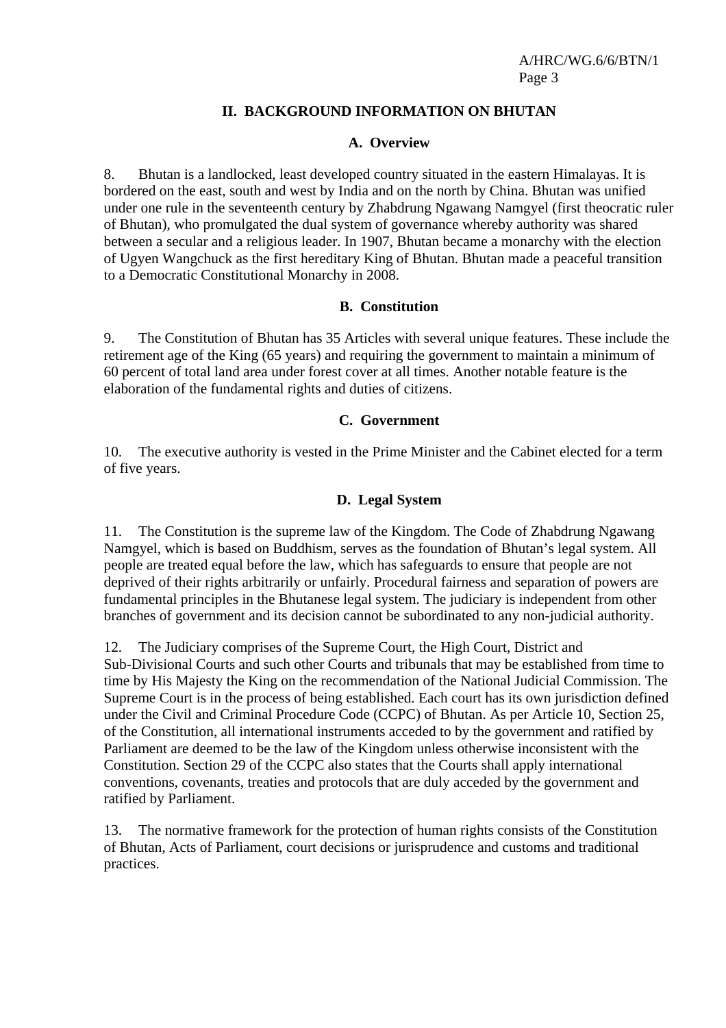## II. BACKGROUND INFORMATION ON BHUTAN

### A. Overview

8. Bhutan is a landlocked, least developed country situated in the eastern Himalayas. It is bordered on the east, south and west by India and on the north by China. Bhutan was unified under one rule in the seventeenth century by Zhabdrung Ngawang Namgyel (first theocratic ruler of Bhutan), who promulgated the dual system of governance whereby authority was shared between a secular and a religious leader. In 1907, Bhutan became a monarchy with the election of Ugyen Wangchuck as the first hereditary King of Bhutan. Bhutan made a peaceful transition to a Democratic Constitutional Monarchy in 2008.

### B. Constitution

9. The Constitution of Bhutan has 35 Articles with several unique features. These include the retirement age of the King (65 years) and requiring the government to maintain a minimum of 60 percent of total land area under forest cover at all times. Another notable feature is the elaboration of the fundamental rights and duties of citizens.

### C. Government

10. The executive authority is vested in the Prime Minister and the Cabinet elected for a term of five years.

### D. Legal System

11. The Constitution is the supreme law of the Kingdom. The Code of Zhabdrung Ngawang Namgyel, which is based on Buddhism, serves as the foundation of Bhutan's legal system. All people are treated equal before the law, which has safeguards to ensure that people are not deprived of their rights arbitrarily or unfairly. Procedural fairness and separation of powers are fundamental principles in the Bhutanese legal system. The judiciary is independent from other branches of government and its decision cannot be subordinated to any non-judicial authority.

12. The Judiciary comprises of the Supreme Court, the High Court, District and Sub-Divisional Courts and such other Courts and tribunals that may be established from time to time by His Majesty the King on the recommendation of the National Judicial Commission. The Supreme Court is in the process of being established. Each court has its own jurisdiction defined under the Civil and Criminal Procedure Code (CCPC) of Bhutan. As per Article 10, Section 25, of the Constitution, all international instruments acceded to by the government and ratified by Parliament are deemed to be the law of the Kingdom unless otherwise inconsistent with the Constitution. Section 29 of the CCPC also states that the Courts shall apply international conventions, covenants, treaties and protocols that are duly acceded by the government and ratified by Parliament.

13. The normative framework for the protection of human rights consists of the Constitution of Bhutan, Acts of Parliament, court decisions or jurisprudence and customs and traditional practices.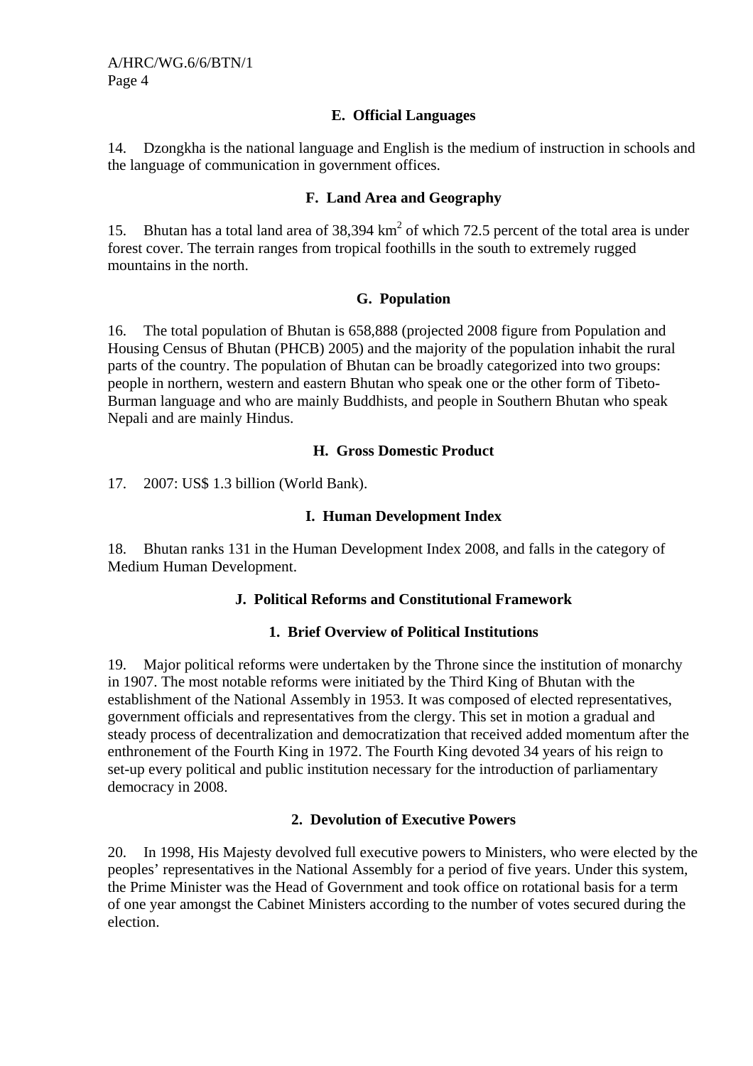### E. Official Languages

14. Dzongkha is the national language and English is the medium of instruction in schools and the language of communication in government offices.

### F. Land Area and Geography

15. Bhutan has a total land area of 38,394 $km^2$ of which 72.5 percent of the total area is under forest cover. The terrain ranges from tropical foothills in the south to extremely rugged mountains in the north.

### G. Population

16. The total population of Bhutan is 658,888 (projected 2008 figure from Population and Housing Census of Bhutan (PHCB) 2005) and the majority of the population inhabit the rural parts of the country. The population of Bhutan can be broadly categorized into two groups: people in northern, western and eastern Bhutan who speak one or the other form of Tibeto-Burman language and who are mainly Buddhists, and people in Southern Bhutan who speak Nepali and are mainly Hindus.

### H. Gross Domestic Product

17. 2007: US$ 1.3 billion (World Bank).

### I. Human Development Index

18. Bhutan ranks 131 in the Human Development Index 2008, and falls in the category of Medium Human Development.

### J. Political Reforms and Constitutional Framework

#### 1. Brief Overview of Political Institutions

19. Major political reforms were undertaken by the Throne since the institution of monarchy in 1907. The most notable reforms were initiated by the Third King of Bhutan with the establishment of the National Assembly in 1953. It was composed of elected representatives, government officials and representatives from the clergy. This set in motion a gradual and steady process of decentralization and democratization that received added momentum after the enthronement of the Fourth King in 1972. The Fourth King devoted 34 years of his reign to set-up every political and public institution necessary for the introduction of parliamentary democracy in 2008.

#### 2. Devolution of Executive Powers

20. In 1998, His Majesty devolved full executive powers to Ministers, who were elected by the peoples' representatives in the National Assembly for a period of five years. Under this system, the Prime Minister was the Head of Government and took office on rotational basis for a term of one year amongst the Cabinet Ministers according to the number of votes secured during the election.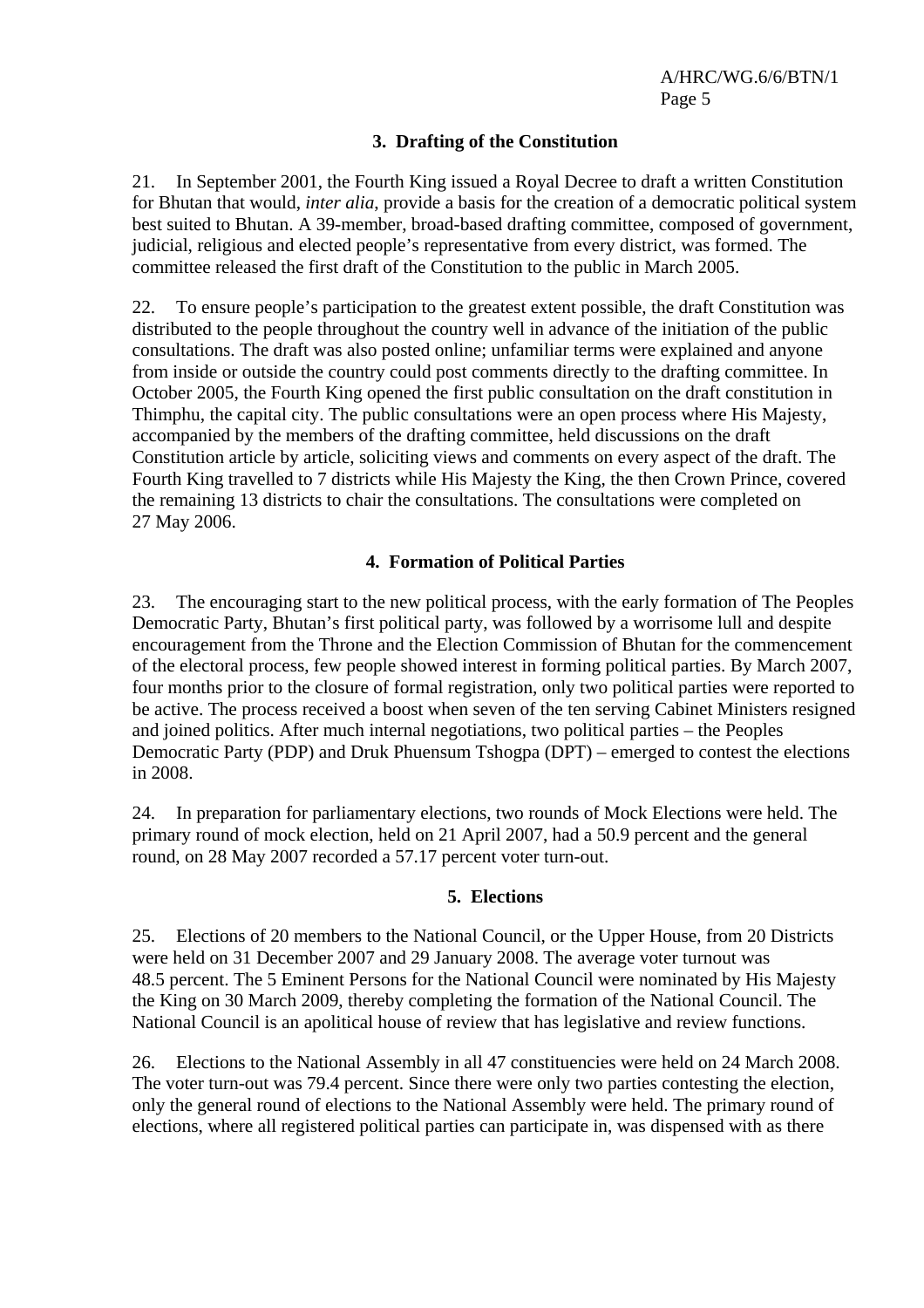### 3. Drafting of the Constitution

21. In September 2001, the Fourth King issued a Royal Decree to draft a written Constitution for Bhutan that would, *inter alia*, provide a basis for the creation of a democratic political system best suited to Bhutan. A 39-member, broad-based drafting committee, composed of government, judicial, religious and elected people's representative from every district, was formed. The committee released the first draft of the Constitution to the public in March 2005.

22. To ensure people's participation to the greatest extent possible, the draft Constitution was distributed to the people throughout the country well in advance of the initiation of the public consultations. The draft was also posted online; unfamiliar terms were explained and anyone from inside or outside the country could post comments directly to the drafting committee. In October 2005, the Fourth King opened the first public consultation on the draft constitution in Thimphu, the capital city. The public consultations were an open process where His Majesty, accompanied by the members of the drafting committee, held discussions on the draft Constitution article by article, soliciting views and comments on every aspect of the draft. The Fourth King travelled to 7 districts while His Majesty the King, the then Crown Prince, covered the remaining 13 districts to chair the consultations. The consultations were completed on 27 May 2006.

### 4. Formation of Political Parties

23. The encouraging start to the new political process, with the early formation of The Peoples Democratic Party, Bhutan's first political party, was followed by a worrisome lull and despite encouragement from the Throne and the Election Commission of Bhutan for the commencement of the electoral process, few people showed interest in forming political parties. By March 2007, four months prior to the closure of formal registration, only two political parties were reported to be active. The process received a boost when seven of the ten serving Cabinet Ministers resigned and joined politics. After much internal negotiations, two political parties – the Peoples Democratic Party (PDP) and Druk Phuensum Tshogpa (DPT) – emerged to contest the elections in 2008.

24. In preparation for parliamentary elections, two rounds of Mock Elections were held. The primary round of mock election, held on 21 April 2007, had a 50.9 percent and the general round, on 28 May 2007 recorded a 57.17 percent voter turn-out.

### 5. Elections

25. Elections of 20 members to the National Council, or the Upper House, from 20 Districts were held on 31 December 2007 and 29 January 2008. The average voter turnout was 48.5 percent. The 5 Eminent Persons for the National Council were nominated by His Majesty the King on 30 March 2009, thereby completing the formation of the National Council. The National Council is an apolitical house of review that has legislative and review functions.

26. Elections to the National Assembly in all 47 constituencies were held on 24 March 2008. The voter turn-out was 79.4 percent. Since there were only two parties contesting the election, only the general round of elections to the National Assembly were held. The primary round of elections, where all registered political parties can participate in, was dispensed with as there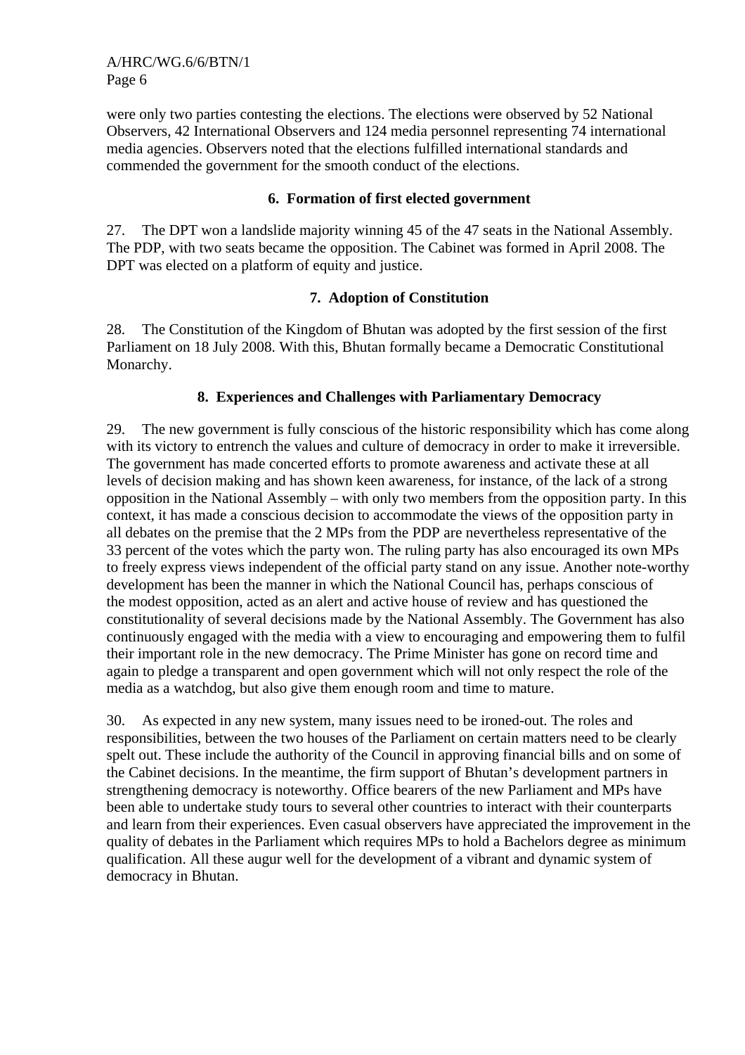were only two parties contesting the elections. The elections were observed by 52 National Observers, 42 International Observers and 124 media personnel representing 74 international media agencies. Observers noted that the elections fulfilled international standards and commended the government for the smooth conduct of the elections.

### 6. Formation of first elected government

27. The DPT won a landslide majority winning 45 of the 47 seats in the National Assembly. The PDP, with two seats became the opposition. The Cabinet was formed in April 2008. The DPT was elected on a platform of equity and justice.

### 7. Adoption of Constitution

28. The Constitution of the Kingdom of Bhutan was adopted by the first session of the first Parliament on 18 July 2008. With this, Bhutan formally became a Democratic Constitutional Monarchy.

### 8. Experiences and Challenges with Parliamentary Democracy

29. The new government is fully conscious of the historic responsibility which has come along with its victory to entrench the values and culture of democracy in order to make it irreversible. The government has made concerted efforts to promote awareness and activate these at all levels of decision making and has shown keen awareness, for instance, of the lack of a strong opposition in the National Assembly – with only two members from the opposition party. In this context, it has made a conscious decision to accommodate the views of the opposition party in all debates on the premise that the 2 MPs from the PDP are nevertheless representative of the 33 percent of the votes which the party won. The ruling party has also encouraged its own MPs to freely express views independent of the official party stand on any issue. Another note-worthy development has been the manner in which the National Council has, perhaps conscious of the modest opposition, acted as an alert and active house of review and has questioned the constitutionality of several decisions made by the National Assembly. The Government has also continuously engaged with the media with a view to encouraging and empowering them to fulfil their important role in the new democracy. The Prime Minister has gone on record time and again to pledge a transparent and open government which will not only respect the role of the media as a watchdog, but also give them enough room and time to mature.

30. As expected in any new system, many issues need to be ironed-out. The roles and responsibilities, between the two houses of the Parliament on certain matters need to be clearly spelt out. These include the authority of the Council in approving financial bills and on some of the Cabinet decisions. In the meantime, the firm support of Bhutan's development partners in strengthening democracy is noteworthy. Office bearers of the new Parliament and MPs have been able to undertake study tours to several other countries to interact with their counterparts and learn from their experiences. Even casual observers have appreciated the improvement in the quality of debates in the Parliament which requires MPs to hold a Bachelors degree as minimum qualification. All these augur well for the development of a vibrant and dynamic system of democracy in Bhutan.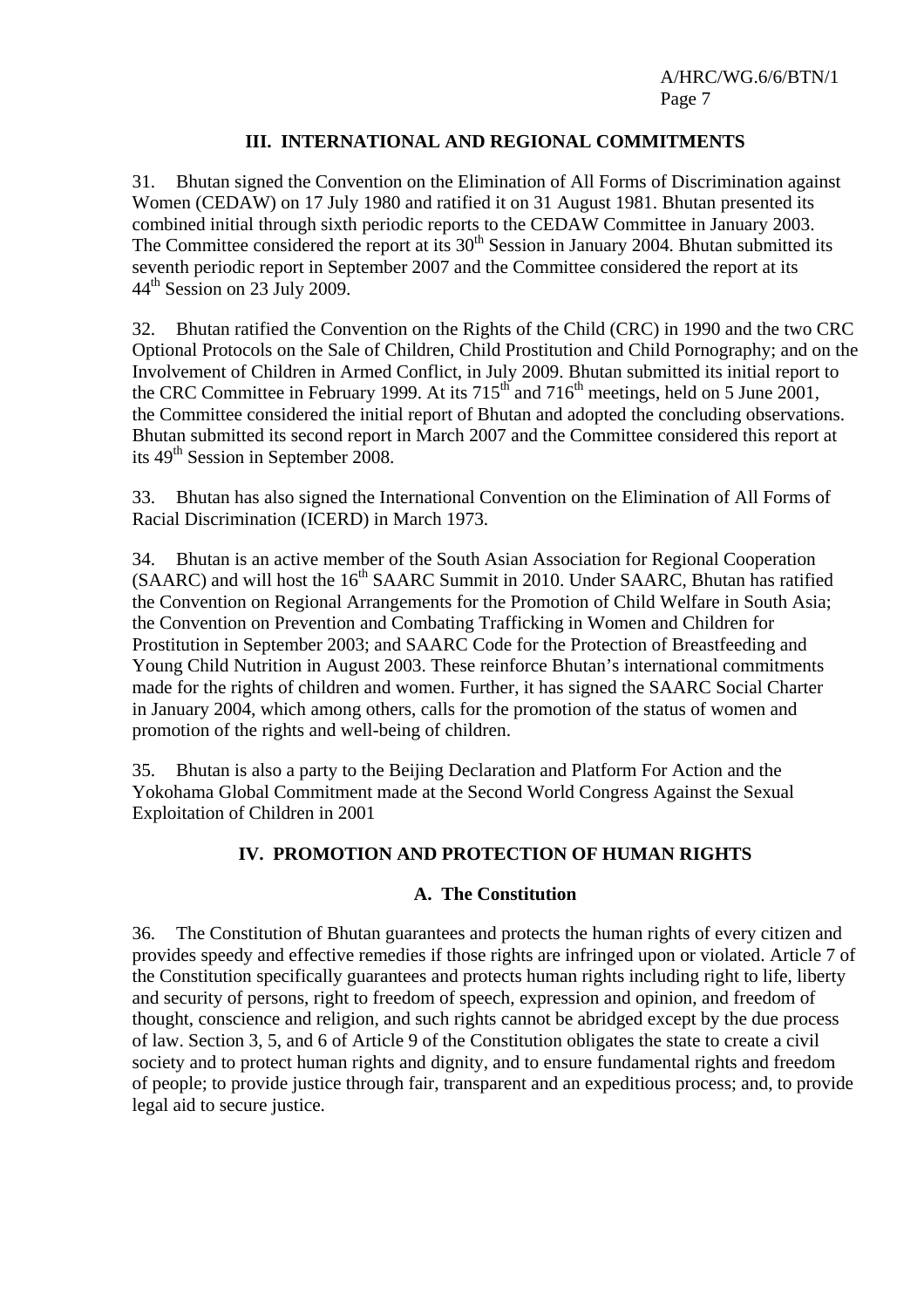## III. INTERNATIONAL AND REGIONAL COMMITMENTS

31. Bhutan signed the Convention on the Elimination of All Forms of Discrimination against Women (CEDAW) on 17 July 1980 and ratified it on 31 August 1981. Bhutan presented its combined initial through sixth periodic reports to the CEDAW Committee in January 2003. The Committee considered the report at its 30th Session in January 2004. Bhutan submitted its seventh periodic report in September 2007 and the Committee considered the report at its 44th Session on 23 July 2009.

32. Bhutan ratified the Convention on the Rights of the Child (CRC) in 1990 and the two CRC Optional Protocols on the Sale of Children, Child Prostitution and Child Pornography; and on the Involvement of Children in Armed Conflict, in July 2009. Bhutan submitted its initial report to the CRC Committee in February 1999. At its 715th and 716th meetings, held on 5 June 2001, the Committee considered the initial report of Bhutan and adopted the concluding observations. Bhutan submitted its second report in March 2007 and the Committee considered this report at its 49th Session in September 2008.

33. Bhutan has also signed the International Convention on the Elimination of All Forms of Racial Discrimination (ICERD) in March 1973.

34. Bhutan is an active member of the South Asian Association for Regional Cooperation (SAARC) and will host the 16th SAARC Summit in 2010. Under SAARC, Bhutan has ratified the Convention on Regional Arrangements for the Promotion of Child Welfare in South Asia; the Convention on Prevention and Combating Trafficking in Women and Children for Prostitution in September 2003; and SAARC Code for the Protection of Breastfeeding and Young Child Nutrition in August 2003. These reinforce Bhutan's international commitments made for the rights of children and women. Further, it has signed the SAARC Social Charter in January 2004, which among others, calls for the promotion of the status of women and promotion of the rights and well-being of children.

35. Bhutan is also a party to the Beijing Declaration and Platform For Action and the Yokohama Global Commitment made at the Second World Congress Against the Sexual Exploitation of Children in 2001

## IV. PROMOTION AND PROTECTION OF HUMAN RIGHTS

### A. The Constitution

36. The Constitution of Bhutan guarantees and protects the human rights of every citizen and provides speedy and effective remedies if those rights are infringed upon or violated. Article 7 of the Constitution specifically guarantees and protects human rights including right to life, liberty and security of persons, right to freedom of speech, expression and opinion, and freedom of thought, conscience and religion, and such rights cannot be abridged except by the due process of law. Section 3, 5, and 6 of Article 9 of the Constitution obligates the state to create a civil society and to protect human rights and dignity, and to ensure fundamental rights and freedom of people; to provide justice through fair, transparent and an expeditious process; and, to provide legal aid to secure justice.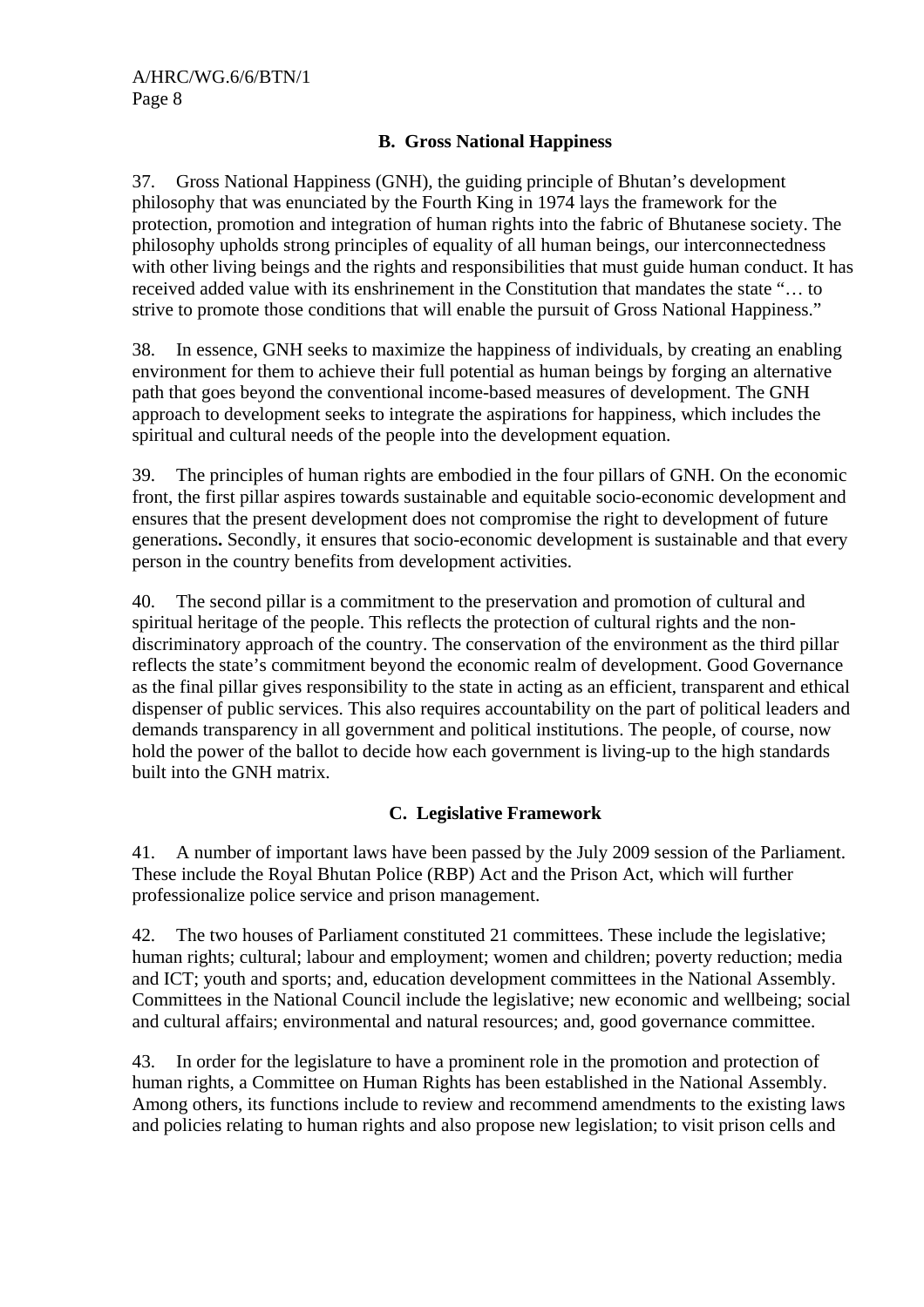### B. Gross National Happiness

37. Gross National Happiness (GNH), the guiding principle of Bhutan's development philosophy that was enunciated by the Fourth King in 1974 lays the framework for the protection, promotion and integration of human rights into the fabric of Bhutanese society. The philosophy upholds strong principles of equality of all human beings, our interconnectedness with other living beings and the rights and responsibilities that must guide human conduct. It has received added value with its enshrinement in the Constitution that mandates the state "… to strive to promote those conditions that will enable the pursuit of Gross National Happiness."

38. In essence, GNH seeks to maximize the happiness of individuals, by creating an enabling environment for them to achieve their full potential as human beings by forging an alternative path that goes beyond the conventional income-based measures of development. The GNH approach to development seeks to integrate the aspirations for happiness, which includes the spiritual and cultural needs of the people into the development equation.

39. The principles of human rights are embodied in the four pillars of GNH. On the economic front, the first pillar aspires towards sustainable and equitable socio-economic development and ensures that the present development does not compromise the right to development of future generations**.** Secondly, it ensures that socio-economic development is sustainable and that every person in the country benefits from development activities.

40. The second pillar is a commitment to the preservation and promotion of cultural and spiritual heritage of the people. This reflects the protection of cultural rights and the non-discriminatory approach of the country. The conservation of the environment as the third pillar reflects the state's commitment beyond the economic realm of development. Good Governance as the final pillar gives responsibility to the state in acting as an efficient, transparent and ethical dispenser of public services. This also requires accountability on the part of political leaders and demands transparency in all government and political institutions. The people, of course, now hold the power of the ballot to decide how each government is living-up to the high standards built into the GNH matrix.

### C. Legislative Framework

41. A number of important laws have been passed by the July 2009 session of the Parliament. These include the Royal Bhutan Police (RBP) Act and the Prison Act, which will further professionalize police service and prison management.

42. The two houses of Parliament constituted 21 committees. These include the legislative; human rights; cultural; labour and employment; women and children; poverty reduction; media and ICT; youth and sports; and, education development committees in the National Assembly. Committees in the National Council include the legislative; new economic and wellbeing; social and cultural affairs; environmental and natural resources; and, good governance committee.

43. In order for the legislature to have a prominent role in the promotion and protection of human rights, a Committee on Human Rights has been established in the National Assembly. Among others, its functions include to review and recommend amendments to the existing laws and policies relating to human rights and also propose new legislation; to visit prison cells and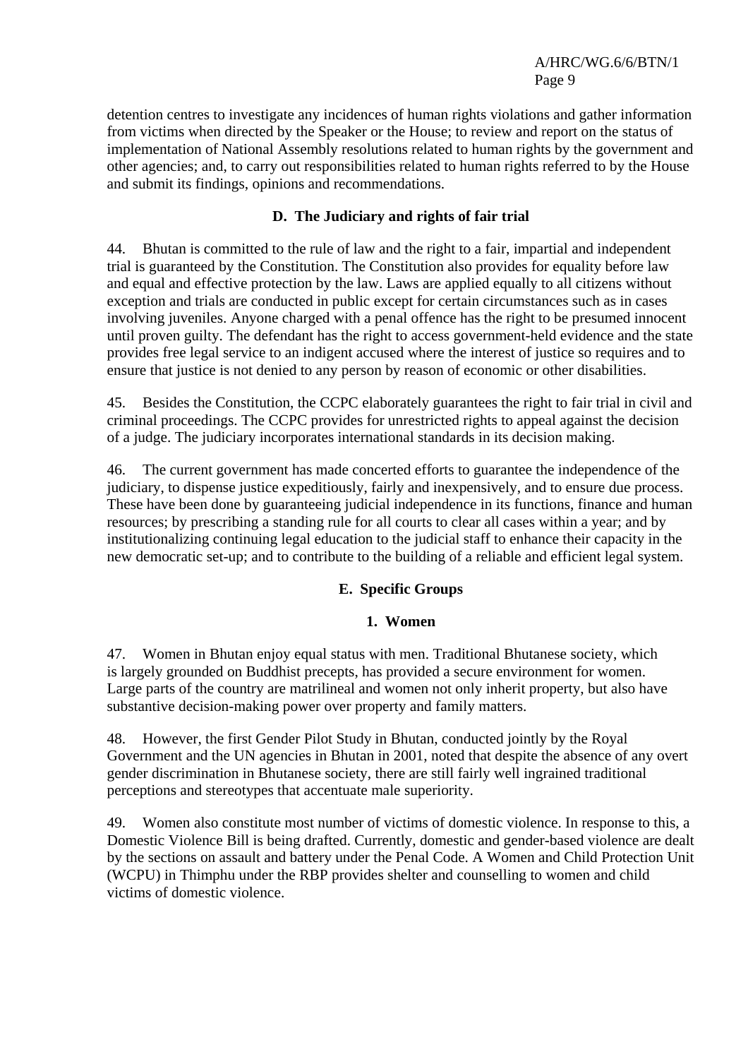detention centres to investigate any incidences of human rights violations and gather information from victims when directed by the Speaker or the House; to review and report on the status of implementation of National Assembly resolutions related to human rights by the government and other agencies; and, to carry out responsibilities related to human rights referred to by the House and submit its findings, opinions and recommendations.

### D. The Judiciary and rights of fair trial

44. Bhutan is committed to the rule of law and the right to a fair, impartial and independent trial is guaranteed by the Constitution. The Constitution also provides for equality before law and equal and effective protection by the law. Laws are applied equally to all citizens without exception and trials are conducted in public except for certain circumstances such as in cases involving juveniles. Anyone charged with a penal offence has the right to be presumed innocent until proven guilty. The defendant has the right to access government-held evidence and the state provides free legal service to an indigent accused where the interest of justice so requires and to ensure that justice is not denied to any person by reason of economic or other disabilities.

45. Besides the Constitution, the CCPC elaborately guarantees the right to fair trial in civil and criminal proceedings. The CCPC provides for unrestricted rights to appeal against the decision of a judge. The judiciary incorporates international standards in its decision making.

46. The current government has made concerted efforts to guarantee the independence of the judiciary, to dispense justice expeditiously, fairly and inexpensively, and to ensure due process. These have been done by guaranteeing judicial independence in its functions, finance and human resources; by prescribing a standing rule for all courts to clear all cases within a year; and by institutionalizing continuing legal education to the judicial staff to enhance their capacity in the new democratic set-up; and to contribute to the building of a reliable and efficient legal system.

### E. Specific Groups

#### 1. Women

47. Women in Bhutan enjoy equal status with men. Traditional Bhutanese society, which is largely grounded on Buddhist precepts, has provided a secure environment for women. Large parts of the country are matrilineal and women not only inherit property, but also have substantive decision-making power over property and family matters.

48. However, the first Gender Pilot Study in Bhutan, conducted jointly by the Royal Government and the UN agencies in Bhutan in 2001, noted that despite the absence of any overt gender discrimination in Bhutanese society, there are still fairly well ingrained traditional perceptions and stereotypes that accentuate male superiority.

49. Women also constitute most number of victims of domestic violence. In response to this, a Domestic Violence Bill is being drafted. Currently, domestic and gender-based violence are dealt by the sections on assault and battery under the Penal Code. A Women and Child Protection Unit (WCPU) in Thimphu under the RBP provides shelter and counselling to women and child victims of domestic violence.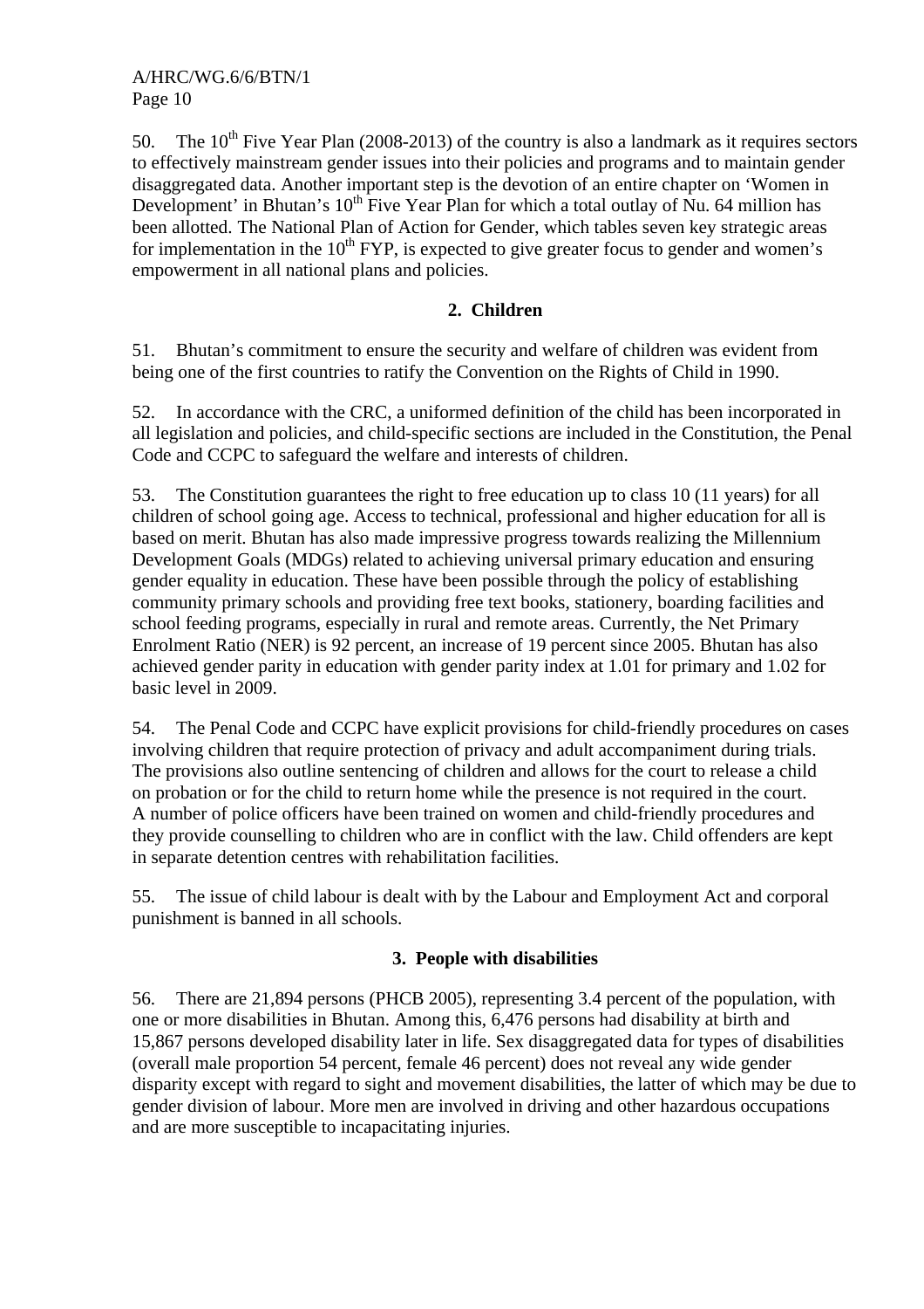50. The 10th Five Year Plan (2008-2013) of the country is also a landmark as it requires sectors to effectively mainstream gender issues into their policies and programs and to maintain gender disaggregated data. Another important step is the devotion of an entire chapter on 'Women in Development' in Bhutan's 10th Five Year Plan for which a total outlay of Nu. 64 million has been allotted. The National Plan of Action for Gender, which tables seven key strategic areas for implementation in the 10th FYP, is expected to give greater focus to gender and women's empowerment in all national plans and policies.

### 2. Children

51. Bhutan's commitment to ensure the security and welfare of children was evident from being one of the first countries to ratify the Convention on the Rights of Child in 1990.

52. In accordance with the CRC, a uniformed definition of the child has been incorporated in all legislation and policies, and child-specific sections are included in the Constitution, the Penal Code and CCPC to safeguard the welfare and interests of children.

53. The Constitution guarantees the right to free education up to class 10 (11 years) for all children of school going age. Access to technical, professional and higher education for all is based on merit. Bhutan has also made impressive progress towards realizing the Millennium Development Goals (MDGs) related to achieving universal primary education and ensuring gender equality in education. These have been possible through the policy of establishing community primary schools and providing free text books, stationery, boarding facilities and school feeding programs, especially in rural and remote areas. Currently, the Net Primary Enrolment Ratio (NER) is 92 percent, an increase of 19 percent since 2005. Bhutan has also achieved gender parity in education with gender parity index at 1.01 for primary and 1.02 for basic level in 2009.

54. The Penal Code and CCPC have explicit provisions for child-friendly procedures on cases involving children that require protection of privacy and adult accompaniment during trials. The provisions also outline sentencing of children and allows for the court to release a child on probation or for the child to return home while the presence is not required in the court. A number of police officers have been trained on women and child-friendly procedures and they provide counselling to children who are in conflict with the law. Child offenders are kept in separate detention centres with rehabilitation facilities.

55. The issue of child labour is dealt with by the Labour and Employment Act and corporal punishment is banned in all schools.

### 3. People with disabilities

56. There are 21,894 persons (PHCB 2005), representing 3.4 percent of the population, with one or more disabilities in Bhutan. Among this, 6,476 persons had disability at birth and 15,867 persons developed disability later in life. Sex disaggregated data for types of disabilities (overall male proportion 54 percent, female 46 percent) does not reveal any wide gender disparity except with regard to sight and movement disabilities, the latter of which may be due to gender division of labour. More men are involved in driving and other hazardous occupations and are more susceptible to incapacitating injuries.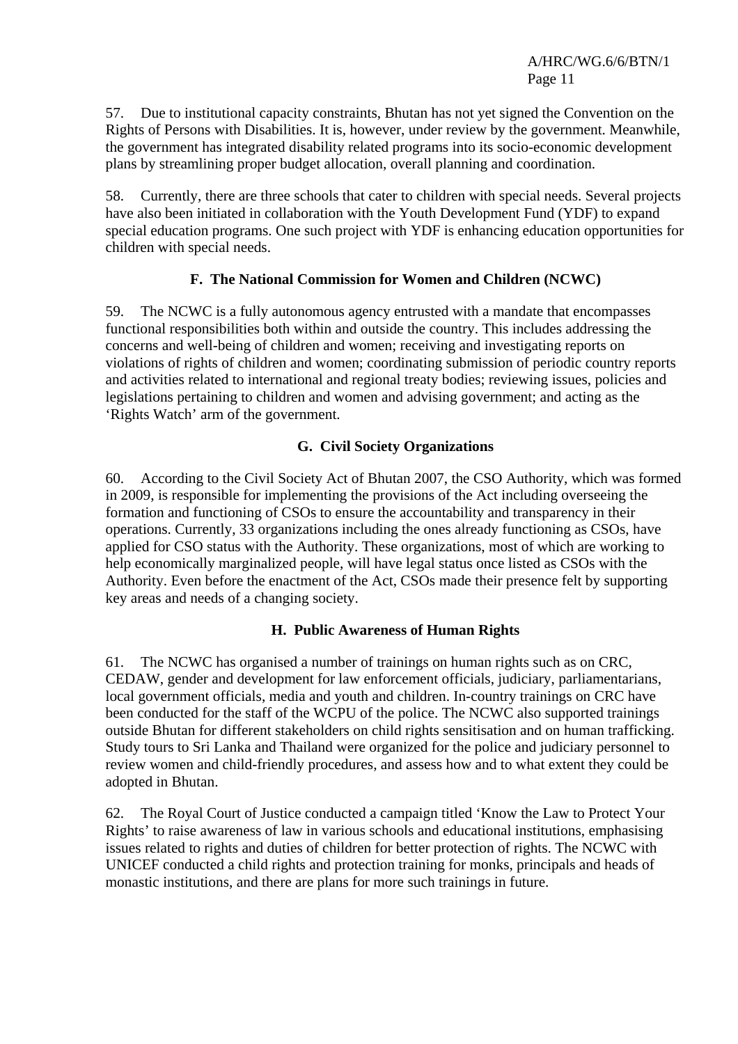57. Due to institutional capacity constraints, Bhutan has not yet signed the Convention on the Rights of Persons with Disabilities. It is, however, under review by the government. Meanwhile, the government has integrated disability related programs into its socio-economic development plans by streamlining proper budget allocation, overall planning and coordination.

58. Currently, there are three schools that cater to children with special needs. Several projects have also been initiated in collaboration with the Youth Development Fund (YDF) to expand special education programs. One such project with YDF is enhancing education opportunities for children with special needs.

### F. The National Commission for Women and Children (NCWC)

59. The NCWC is a fully autonomous agency entrusted with a mandate that encompasses functional responsibilities both within and outside the country. This includes addressing the concerns and well-being of children and women; receiving and investigating reports on violations of rights of children and women; coordinating submission of periodic country reports and activities related to international and regional treaty bodies; reviewing issues, policies and legislations pertaining to children and women and advising government; and acting as the 'Rights Watch' arm of the government.

### G. Civil Society Organizations

60. According to the Civil Society Act of Bhutan 2007, the CSO Authority, which was formed in 2009, is responsible for implementing the provisions of the Act including overseeing the formation and functioning of CSOs to ensure the accountability and transparency in their operations. Currently, 33 organizations including the ones already functioning as CSOs, have applied for CSO status with the Authority. These organizations, most of which are working to help economically marginalized people, will have legal status once listed as CSOs with the Authority. Even before the enactment of the Act, CSOs made their presence felt by supporting key areas and needs of a changing society.

### H. Public Awareness of Human Rights

61. The NCWC has organised a number of trainings on human rights such as on CRC, CEDAW, gender and development for law enforcement officials, judiciary, parliamentarians, local government officials, media and youth and children. In-country trainings on CRC have been conducted for the staff of the WCPU of the police. The NCWC also supported trainings outside Bhutan for different stakeholders on child rights sensitisation and on human trafficking. Study tours to Sri Lanka and Thailand were organized for the police and judiciary personnel to review women and child-friendly procedures, and assess how and to what extent they could be adopted in Bhutan.

62. The Royal Court of Justice conducted a campaign titled 'Know the Law to Protect Your Rights' to raise awareness of law in various schools and educational institutions, emphasising issues related to rights and duties of children for better protection of rights. The NCWC with UNICEF conducted a child rights and protection training for monks, principals and heads of monastic institutions, and there are plans for more such trainings in future.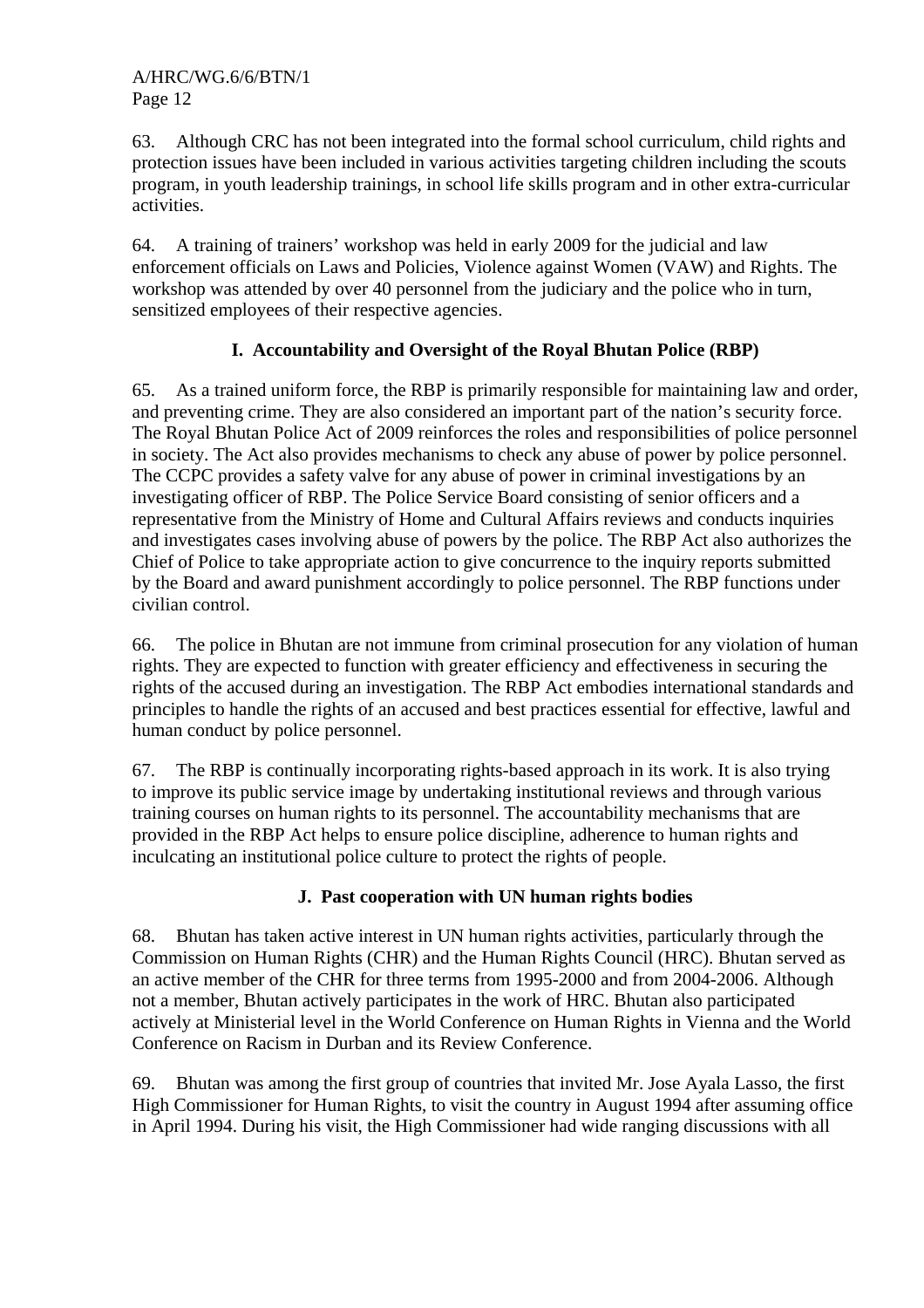63. Although CRC has not been integrated into the formal school curriculum, child rights and protection issues have been included in various activities targeting children including the scouts program, in youth leadership trainings, in school life skills program and in other extra-curricular activities.

64. A training of trainers' workshop was held in early 2009 for the judicial and law enforcement officials on Laws and Policies, Violence against Women (VAW) and Rights. The workshop was attended by over 40 personnel from the judiciary and the police who in turn, sensitized employees of their respective agencies.

### I. Accountability and Oversight of the Royal Bhutan Police (RBP)

65. As a trained uniform force, the RBP is primarily responsible for maintaining law and order, and preventing crime. They are also considered an important part of the nation's security force. The Royal Bhutan Police Act of 2009 reinforces the roles and responsibilities of police personnel in society. The Act also provides mechanisms to check any abuse of power by police personnel. The CCPC provides a safety valve for any abuse of power in criminal investigations by an investigating officer of RBP. The Police Service Board consisting of senior officers and a representative from the Ministry of Home and Cultural Affairs reviews and conducts inquiries and investigates cases involving abuse of powers by the police. The RBP Act also authorizes the Chief of Police to take appropriate action to give concurrence to the inquiry reports submitted by the Board and award punishment accordingly to police personnel. The RBP functions under civilian control.

66. The police in Bhutan are not immune from criminal prosecution for any violation of human rights. They are expected to function with greater efficiency and effectiveness in securing the rights of the accused during an investigation. The RBP Act embodies international standards and principles to handle the rights of an accused and best practices essential for effective, lawful and human conduct by police personnel.

67. The RBP is continually incorporating rights-based approach in its work. It is also trying to improve its public service image by undertaking institutional reviews and through various training courses on human rights to its personnel. The accountability mechanisms that are provided in the RBP Act helps to ensure police discipline, adherence to human rights and inculcating an institutional police culture to protect the rights of people.

### J. Past cooperation with UN human rights bodies

68. Bhutan has taken active interest in UN human rights activities, particularly through the Commission on Human Rights (CHR) and the Human Rights Council (HRC). Bhutan served as an active member of the CHR for three terms from 1995-2000 and from 2004-2006. Although not a member, Bhutan actively participates in the work of HRC. Bhutan also participated actively at Ministerial level in the World Conference on Human Rights in Vienna and the World Conference on Racism in Durban and its Review Conference.

69. Bhutan was among the first group of countries that invited Mr. Jose Ayala Lasso, the first High Commissioner for Human Rights, to visit the country in August 1994 after assuming office in April 1994. During his visit, the High Commissioner had wide ranging discussions with all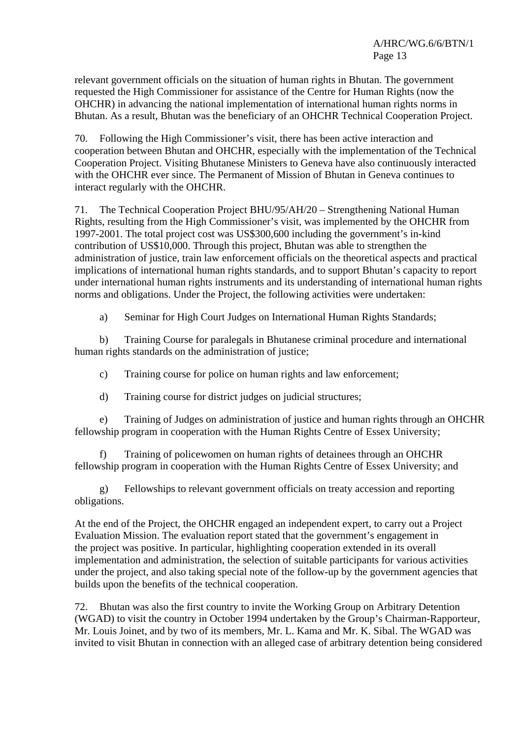relevant government officials on the situation of human rights in Bhutan. The government requested the High Commissioner for assistance of the Centre for Human Rights (now the OHCHR) in advancing the national implementation of international human rights norms in Bhutan. As a result, Bhutan was the beneficiary of an OHCHR Technical Cooperation Project.

70. Following the High Commissioner's visit, there has been active interaction and cooperation between Bhutan and OHCHR, especially with the implementation of the Technical Cooperation Project. Visiting Bhutanese Ministers to Geneva have also continuously interacted with the OHCHR ever since. The Permanent of Mission of Bhutan in Geneva continues to interact regularly with the OHCHR.

71. The Technical Cooperation Project BHU/95/AH/20 – Strengthening National Human Rights, resulting from the High Commissioner's visit, was implemented by the OHCHR from 1997-2001. The total project cost was US$300,600 including the government's in-kind contribution of US$10,000. Through this project, Bhutan was able to strengthen the administration of justice, train law enforcement officials on the theoretical aspects and practical implications of international human rights standards, and to support Bhutan's capacity to report under international human rights instruments and its understanding of international human rights norms and obligations. Under the Project, the following activities were undertaken:

a) Seminar for High Court Judges on International Human Rights Standards;

b) Training Course for paralegals in Bhutanese criminal procedure and international human rights standards on the administration of justice;

c) Training course for police on human rights and law enforcement;

d) Training course for district judges on judicial structures;

e) Training of Judges on administration of justice and human rights through an OHCHR fellowship program in cooperation with the Human Rights Centre of Essex University;

f) Training of policewomen on human rights of detainees through an OHCHR fellowship program in cooperation with the Human Rights Centre of Essex University; and

g) Fellowships to relevant government officials on treaty accession and reporting obligations.

At the end of the Project, the OHCHR engaged an independent expert, to carry out a Project Evaluation Mission. The evaluation report stated that the government's engagement in the project was positive. In particular, highlighting cooperation extended in its overall implementation and administration, the selection of suitable participants for various activities under the project, and also taking special note of the follow-up by the government agencies that builds upon the benefits of the technical cooperation.

72. Bhutan was also the first country to invite the Working Group on Arbitrary Detention (WGAD) to visit the country in October 1994 undertaken by the Group's Chairman-Rapporteur, Mr. Louis Joinet, and by two of its members, Mr. L. Kama and Mr. K. Sibal. The WGAD was invited to visit Bhutan in connection with an alleged case of arbitrary detention being considered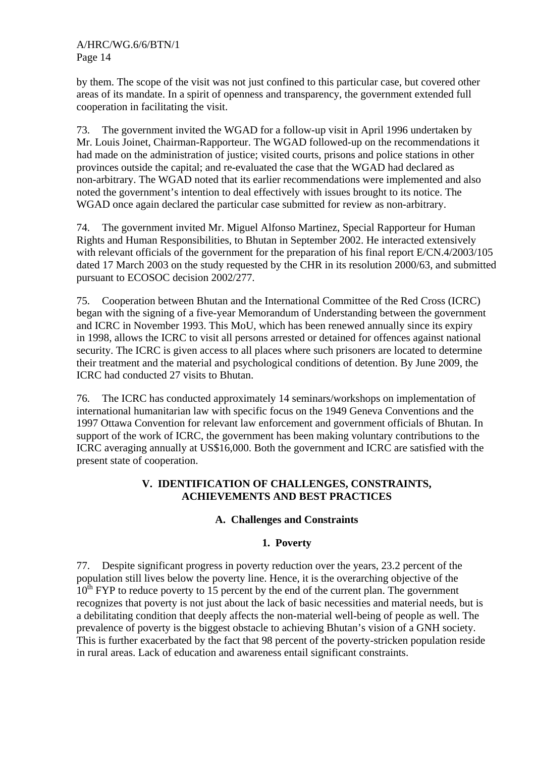by them. The scope of the visit was not just confined to this particular case, but covered other areas of its mandate. In a spirit of openness and transparency, the government extended full cooperation in facilitating the visit.

73. The government invited the WGAD for a follow-up visit in April 1996 undertaken by Mr. Louis Joinet, Chairman-Rapporteur. The WGAD followed-up on the recommendations it had made on the administration of justice; visited courts, prisons and police stations in other provinces outside the capital; and re-evaluated the case that the WGAD had declared as non-arbitrary. The WGAD noted that its earlier recommendations were implemented and also noted the government's intention to deal effectively with issues brought to its notice. The WGAD once again declared the particular case submitted for review as non-arbitrary.

74. The government invited Mr. Miguel Alfonso Martinez, Special Rapporteur for Human Rights and Human Responsibilities, to Bhutan in September 2002. He interacted extensively with relevant officials of the government for the preparation of his final report E/CN.4/2003/105 dated 17 March 2003 on the study requested by the CHR in its resolution 2000/63, and submitted pursuant to ECOSOC decision 2002/277.

75. Cooperation between Bhutan and the International Committee of the Red Cross (ICRC) began with the signing of a five-year Memorandum of Understanding between the government and ICRC in November 1993. This MoU, which has been renewed annually since its expiry in 1998, allows the ICRC to visit all persons arrested or detained for offences against national security. The ICRC is given access to all places where such prisoners are located to determine their treatment and the material and psychological conditions of detention. By June 2009, the ICRC had conducted 27 visits to Bhutan.

76. The ICRC has conducted approximately 14 seminars/workshops on implementation of international humanitarian law with specific focus on the 1949 Geneva Conventions and the 1997 Ottawa Convention for relevant law enforcement and government officials of Bhutan. In support of the work of ICRC, the government has been making voluntary contributions to the ICRC averaging annually at US$16,000. Both the government and ICRC are satisfied with the present state of cooperation.

## V. IDENTIFICATION OF CHALLENGES, CONSTRAINTS, ACHIEVEMENTS AND BEST PRACTICES

### A. Challenges and Constraints

#### 1. Poverty

77. Despite significant progress in poverty reduction over the years, 23.2 percent of the population still lives below the poverty line. Hence, it is the overarching objective of the 10th FYP to reduce poverty to 15 percent by the end of the current plan. The government recognizes that poverty is not just about the lack of basic necessities and material needs, but is a debilitating condition that deeply affects the non-material well-being of people as well. The prevalence of poverty is the biggest obstacle to achieving Bhutan's vision of a GNH society. This is further exacerbated by the fact that 98 percent of the poverty-stricken population reside in rural areas. Lack of education and awareness entail significant constraints.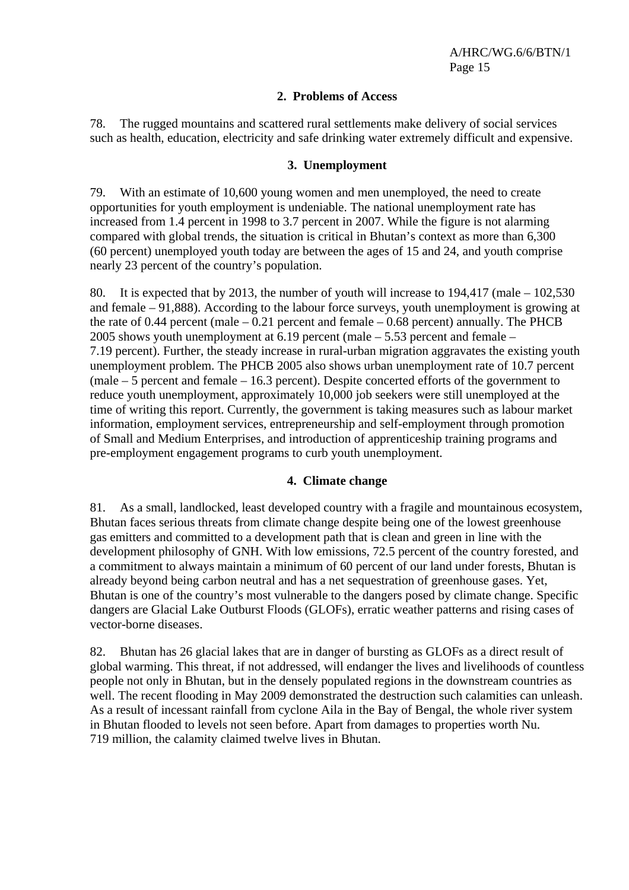### 2. Problems of Access

78. The rugged mountains and scattered rural settlements make delivery of social services such as health, education, electricity and safe drinking water extremely difficult and expensive.

### 3. Unemployment

79. With an estimate of 10,600 young women and men unemployed, the need to create opportunities for youth employment is undeniable. The national unemployment rate has increased from 1.4 percent in 1998 to 3.7 percent in 2007. While the figure is not alarming compared with global trends, the situation is critical in Bhutan's context as more than 6,300 (60 percent) unemployed youth today are between the ages of 15 and 24, and youth comprise nearly 23 percent of the country's population.

80. It is expected that by 2013, the number of youth will increase to 194,417 (male – 102,530 and female – 91,888). According to the labour force surveys, youth unemployment is growing at the rate of 0.44 percent (male – 0.21 percent and female – 0.68 percent) annually. The PHCB 2005 shows youth unemployment at 6.19 percent (male – 5.53 percent and female – 7.19 percent). Further, the steady increase in rural-urban migration aggravates the existing youth unemployment problem. The PHCB 2005 also shows urban unemployment rate of 10.7 percent (male – 5 percent and female – 16.3 percent). Despite concerted efforts of the government to reduce youth unemployment, approximately 10,000 job seekers were still unemployed at the time of writing this report. Currently, the government is taking measures such as labour market information, employment services, entrepreneurship and self-employment through promotion of Small and Medium Enterprises, and introduction of apprenticeship training programs and pre-employment engagement programs to curb youth unemployment.

### 4. Climate change

81. As a small, landlocked, least developed country with a fragile and mountainous ecosystem, Bhutan faces serious threats from climate change despite being one of the lowest greenhouse gas emitters and committed to a development path that is clean and green in line with the development philosophy of GNH. With low emissions, 72.5 percent of the country forested, and a commitment to always maintain a minimum of 60 percent of our land under forests, Bhutan is already beyond being carbon neutral and has a net sequestration of greenhouse gases. Yet, Bhutan is one of the country's most vulnerable to the dangers posed by climate change. Specific dangers are Glacial Lake Outburst Floods (GLOFs), erratic weather patterns and rising cases of vector-borne diseases.

82. Bhutan has 26 glacial lakes that are in danger of bursting as GLOFs as a direct result of global warming. This threat, if not addressed, will endanger the lives and livelihoods of countless people not only in Bhutan, but in the densely populated regions in the downstream countries as well. The recent flooding in May 2009 demonstrated the destruction such calamities can unleash. As a result of incessant rainfall from cyclone Aila in the Bay of Bengal, the whole river system in Bhutan flooded to levels not seen before. Apart from damages to properties worth Nu. 719 million, the calamity claimed twelve lives in Bhutan.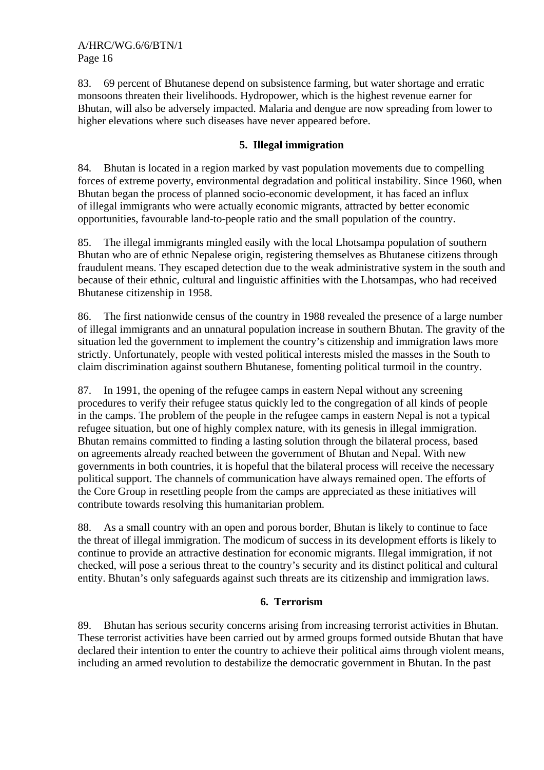83. 69 percent of Bhutanese depend on subsistence farming, but water shortage and erratic monsoons threaten their livelihoods. Hydropower, which is the highest revenue earner for Bhutan, will also be adversely impacted. Malaria and dengue are now spreading from lower to higher elevations where such diseases have never appeared before.

### 5. Illegal immigration

84. Bhutan is located in a region marked by vast population movements due to compelling forces of extreme poverty, environmental degradation and political instability. Since 1960, when Bhutan began the process of planned socio-economic development, it has faced an influx of illegal immigrants who were actually economic migrants, attracted by better economic opportunities, favourable land-to-people ratio and the small population of the country.

85. The illegal immigrants mingled easily with the local Lhotsampa population of southern Bhutan who are of ethnic Nepalese origin, registering themselves as Bhutanese citizens through fraudulent means. They escaped detection due to the weak administrative system in the south and because of their ethnic, cultural and linguistic affinities with the Lhotsampas, who had received Bhutanese citizenship in 1958.

86. The first nationwide census of the country in 1988 revealed the presence of a large number of illegal immigrants and an unnatural population increase in southern Bhutan. The gravity of the situation led the government to implement the country's citizenship and immigration laws more strictly. Unfortunately, people with vested political interests misled the masses in the South to claim discrimination against southern Bhutanese, fomenting political turmoil in the country.

87. In 1991, the opening of the refugee camps in eastern Nepal without any screening procedures to verify their refugee status quickly led to the congregation of all kinds of people in the camps. The problem of the people in the refugee camps in eastern Nepal is not a typical refugee situation, but one of highly complex nature, with its genesis in illegal immigration. Bhutan remains committed to finding a lasting solution through the bilateral process, based on agreements already reached between the government of Bhutan and Nepal. With new governments in both countries, it is hopeful that the bilateral process will receive the necessary political support. The channels of communication have always remained open. The efforts of the Core Group in resettling people from the camps are appreciated as these initiatives will contribute towards resolving this humanitarian problem.

88. As a small country with an open and porous border, Bhutan is likely to continue to face the threat of illegal immigration. The modicum of success in its development efforts is likely to continue to provide an attractive destination for economic migrants. Illegal immigration, if not checked, will pose a serious threat to the country's security and its distinct political and cultural entity. Bhutan's only safeguards against such threats are its citizenship and immigration laws.

### 6. Terrorism

89. Bhutan has serious security concerns arising from increasing terrorist activities in Bhutan. These terrorist activities have been carried out by armed groups formed outside Bhutan that have declared their intention to enter the country to achieve their political aims through violent means, including an armed revolution to destabilize the democratic government in Bhutan. In the past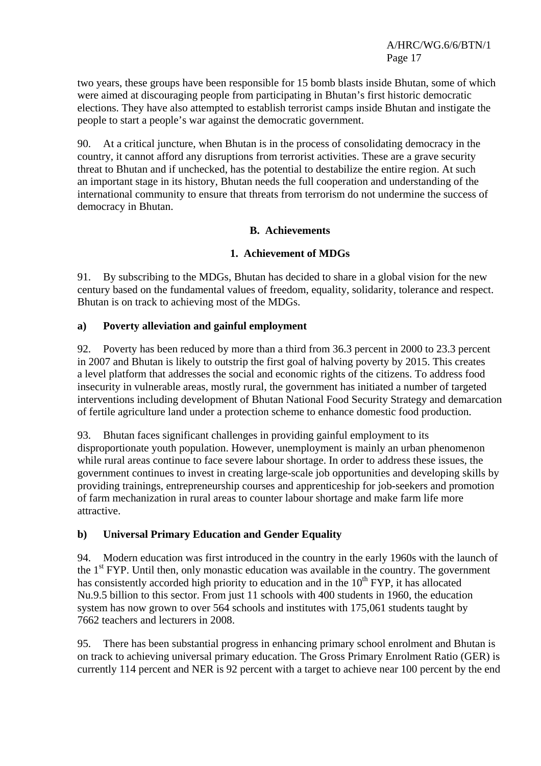two years, these groups have been responsible for 15 bomb blasts inside Bhutan, some of which were aimed at discouraging people from participating in Bhutan's first historic democratic elections. They have also attempted to establish terrorist camps inside Bhutan and instigate the people to start a people's war against the democratic government.

90. At a critical juncture, when Bhutan is in the process of consolidating democracy in the country, it cannot afford any disruptions from terrorist activities. These are a grave security threat to Bhutan and if unchecked, has the potential to destabilize the entire region. At such an important stage in its history, Bhutan needs the full cooperation and understanding of the international community to ensure that threats from terrorism do not undermine the success of democracy in Bhutan.

## B. Achievements

### 1. Achievement of MDGs

91. By subscribing to the MDGs, Bhutan has decided to share in a global vision for the new century based on the fundamental values of freedom, equality, solidarity, tolerance and respect. Bhutan is on track to achieving most of the MDGs.

#### a) Poverty alleviation and gainful employment

92. Poverty has been reduced by more than a third from 36.3 percent in 2000 to 23.3 percent in 2007 and Bhutan is likely to outstrip the first goal of halving poverty by 2015. This creates a level platform that addresses the social and economic rights of the citizens. To address food insecurity in vulnerable areas, mostly rural, the government has initiated a number of targeted interventions including development of Bhutan National Food Security Strategy and demarcation of fertile agriculture land under a protection scheme to enhance domestic food production.

93. Bhutan faces significant challenges in providing gainful employment to its disproportionate youth population. However, unemployment is mainly an urban phenomenon while rural areas continue to face severe labour shortage. In order to address these issues, the government continues to invest in creating large-scale job opportunities and developing skills by providing trainings, entrepreneurship courses and apprenticeship for job-seekers and promotion of farm mechanization in rural areas to counter labour shortage and make farm life more attractive.

#### b) Universal Primary Education and Gender Equality

94. Modern education was first introduced in the country in the early 1960s with the launch of the 1st FYP. Until then, only monastic education was available in the country. The government has consistently accorded high priority to education and in the 10th FYP, it has allocated Nu.9.5 billion to this sector. From just 11 schools with 400 students in 1960, the education system has now grown to over 564 schools and institutes with 175,061 students taught by 7662 teachers and lecturers in 2008.

95. There has been substantial progress in enhancing primary school enrolment and Bhutan is on track to achieving universal primary education. The Gross Primary Enrolment Ratio (GER) is currently 114 percent and NER is 92 percent with a target to achieve near 100 percent by the end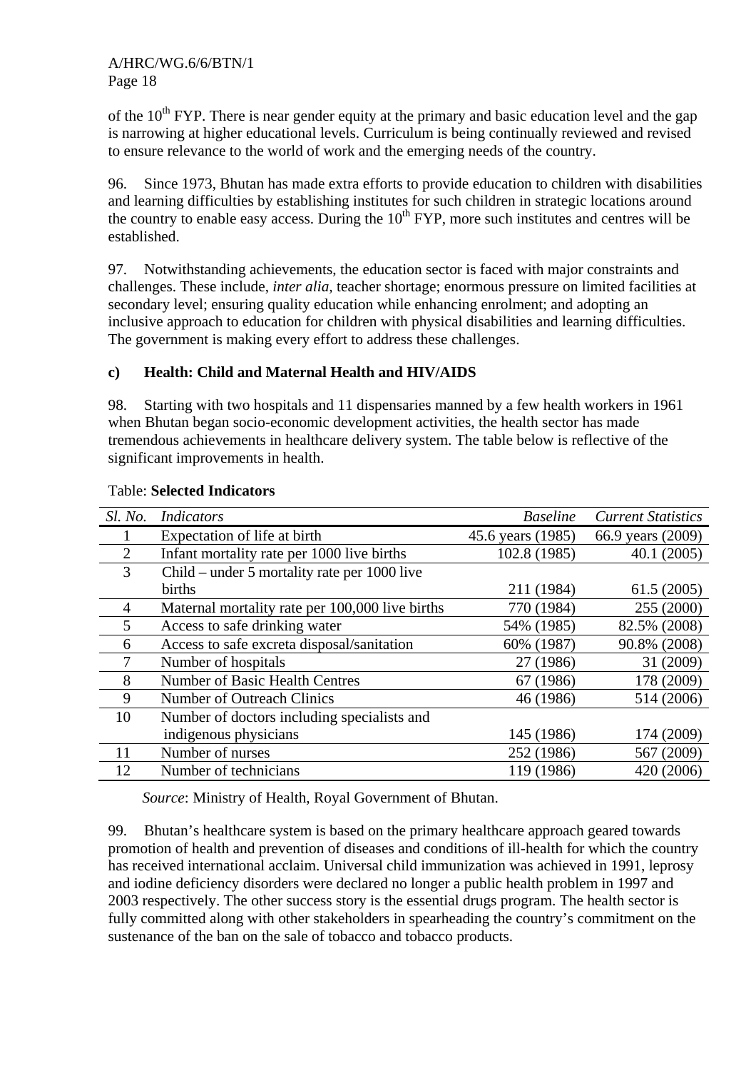of the $10^{th}$ FYP. There is near gender equity at the primary and basic education level and the gap is narrowing at higher educational levels. Curriculum is being continually reviewed and revised to ensure relevance to the world of work and the emerging needs of the country.

96. Since 1973, Bhutan has made extra efforts to provide education to children with disabilities and learning difficulties by establishing institutes for such children in strategic locations around the country to enable easy access. During the $10^{th}$ FYP, more such institutes and centres will be established.

97. Notwithstanding achievements, the education sector is faced with major constraints and challenges. These include, *inter alia*, teacher shortage; enormous pressure on limited facilities at secondary level; ensuring quality education while enhancing enrolment; and adopting an inclusive approach to education for children with physical disabilities and learning difficulties. The government is making every effort to address these challenges.

### c) Health: Child and Maternal Health and HIV/AIDS

98. Starting with two hospitals and 11 dispensaries manned by a few health workers in 1961 when Bhutan began socio-economic development activities, the health sector has made tremendous achievements in healthcare delivery system. The table below is reflective of the significant improvements in health.

Table: **Selected Indicators**

| *Sl. No.* | *Indicators* | *Baseline* | *Current Statistics* |
|---|---|---|---|
| 1 | Expectation of life at birth | 45.6 years (1985) | 66.9 years (2009) |
| 2 | Infant mortality rate per 1000 live births | 102.8 (1985) | 40.1 (2005) |
| 3 | Child – under 5 mortality rate per 1000 live births | 211 (1984) | 61.5 (2005) |
| 4 | Maternal mortality rate per 100,000 live births | 770 (1984) | 255 (2000) |
| 5 | Access to safe drinking water | 54% (1985) | 82.5% (2008) |
| 6 | Access to safe excreta disposal/sanitation | 60% (1987) | 90.8% (2008) |
| 7 | Number of hospitals | 27 (1986) | 31 (2009) |
| 8 | Number of Basic Health Centres | 67 (1986) | 178 (2009) |
| 9 | Number of Outreach Clinics | 46 (1986) | 514 (2006) |
| 10 | Number of doctors including specialists and indigenous physicians | 145 (1986) | 174 (2009) |
| 11 | Number of nurses | 252 (1986) | 567 (2009) |
| 12 | Number of technicians | 119 (1986) | 420 (2006) |

*Source*: Ministry of Health, Royal Government of Bhutan.

99. Bhutan's healthcare system is based on the primary healthcare approach geared towards promotion of health and prevention of diseases and conditions of ill-health for which the country has received international acclaim. Universal child immunization was achieved in 1991, leprosy and iodine deficiency disorders were declared no longer a public health problem in 1997 and 2003 respectively. The other success story is the essential drugs program. The health sector is fully committed along with other stakeholders in spearheading the country's commitment on the sustenance of the ban on the sale of tobacco and tobacco products.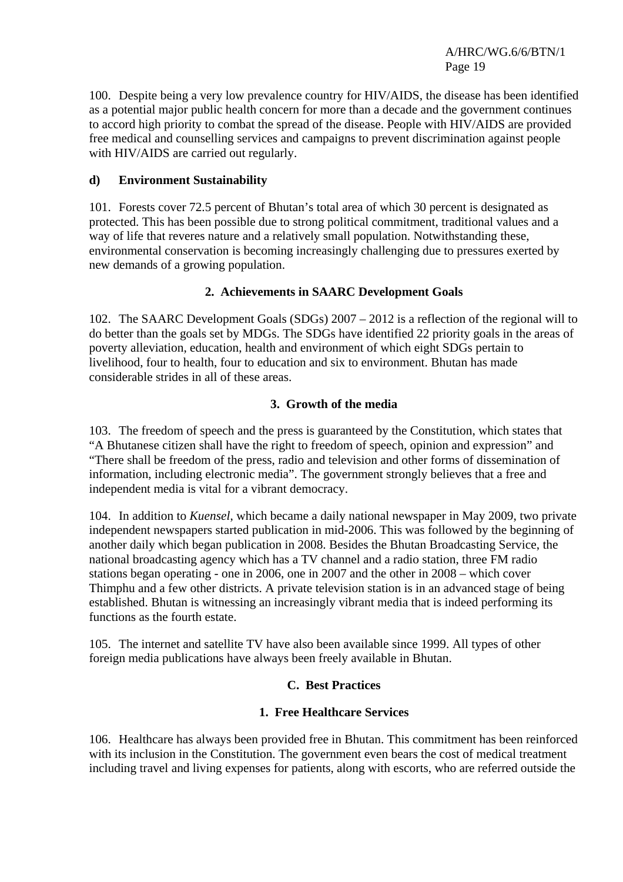100. Despite being a very low prevalence country for HIV/AIDS, the disease has been identified as a potential major public health concern for more than a decade and the government continues to accord high priority to combat the spread of the disease. People with HIV/AIDS are provided free medical and counselling services and campaigns to prevent discrimination against people with HIV/AIDS are carried out regularly.

#### d) Environment Sustainability

101. Forests cover 72.5 percent of Bhutan's total area of which 30 percent is designated as protected. This has been possible due to strong political commitment, traditional values and a way of life that reveres nature and a relatively small population. Notwithstanding these, environmental conservation is becoming increasingly challenging due to pressures exerted by new demands of a growing population.

### 2. Achievements in SAARC Development Goals

102. The SAARC Development Goals (SDGs) 2007 – 2012 is a reflection of the regional will to do better than the goals set by MDGs. The SDGs have identified 22 priority goals in the areas of poverty alleviation, education, health and environment of which eight SDGs pertain to livelihood, four to health, four to education and six to environment. Bhutan has made considerable strides in all of these areas.

### 3. Growth of the media

103. The freedom of speech and the press is guaranteed by the Constitution, which states that "A Bhutanese citizen shall have the right to freedom of speech, opinion and expression" and "There shall be freedom of the press, radio and television and other forms of dissemination of information, including electronic media". The government strongly believes that a free and independent media is vital for a vibrant democracy.

104. In addition to *Kuensel*, which became a daily national newspaper in May 2009, two private independent newspapers started publication in mid-2006. This was followed by the beginning of another daily which began publication in 2008. Besides the Bhutan Broadcasting Service, the national broadcasting agency which has a TV channel and a radio station, three FM radio stations began operating - one in 2006, one in 2007 and the other in 2008 – which cover Thimphu and a few other districts. A private television station is in an advanced stage of being established. Bhutan is witnessing an increasingly vibrant media that is indeed performing its functions as the fourth estate.

105. The internet and satellite TV have also been available since 1999. All types of other foreign media publications have always been freely available in Bhutan.

## C. Best Practices

### 1. Free Healthcare Services

106. Healthcare has always been provided free in Bhutan. This commitment has been reinforced with its inclusion in the Constitution. The government even bears the cost of medical treatment including travel and living expenses for patients, along with escorts, who are referred outside the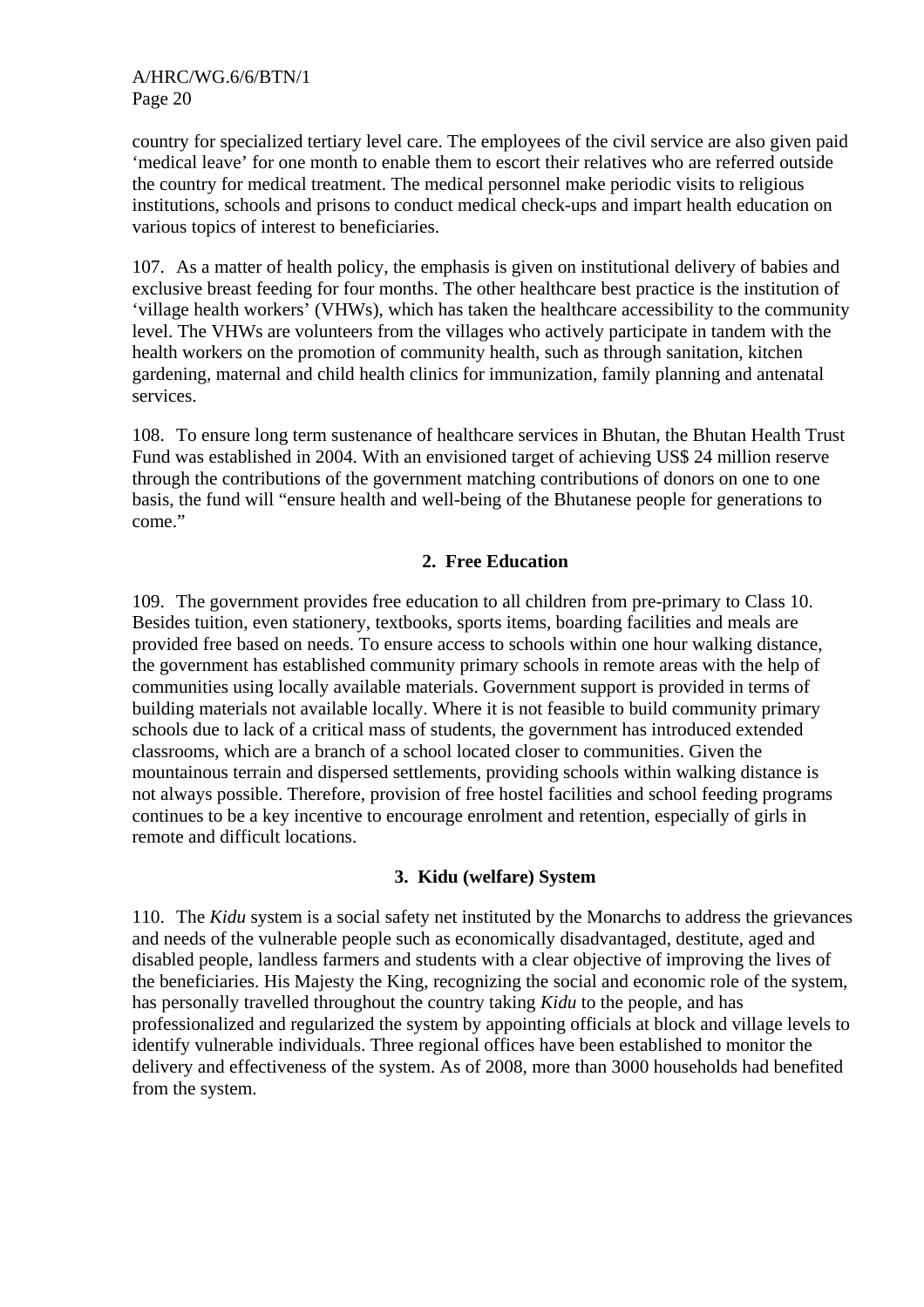country for specialized tertiary level care. The employees of the civil service are also given paid 'medical leave' for one month to enable them to escort their relatives who are referred outside the country for medical treatment. The medical personnel make periodic visits to religious institutions, schools and prisons to conduct medical check-ups and impart health education on various topics of interest to beneficiaries.

107. As a matter of health policy, the emphasis is given on institutional delivery of babies and exclusive breast feeding for four months. The other healthcare best practice is the institution of 'village health workers' (VHWs), which has taken the healthcare accessibility to the community level. The VHWs are volunteers from the villages who actively participate in tandem with the health workers on the promotion of community health, such as through sanitation, kitchen gardening, maternal and child health clinics for immunization, family planning and antenatal services.

108. To ensure long term sustenance of healthcare services in Bhutan, the Bhutan Health Trust Fund was established in 2004. With an envisioned target of achieving US$ 24 million reserve through the contributions of the government matching contributions of donors on one to one basis, the fund will "ensure health and well-being of the Bhutanese people for generations to come."

### 2. Free Education

109. The government provides free education to all children from pre-primary to Class 10. Besides tuition, even stationery, textbooks, sports items, boarding facilities and meals are provided free based on needs. To ensure access to schools within one hour walking distance, the government has established community primary schools in remote areas with the help of communities using locally available materials. Government support is provided in terms of building materials not available locally. Where it is not feasible to build community primary schools due to lack of a critical mass of students, the government has introduced extended classrooms, which are a branch of a school located closer to communities. Given the mountainous terrain and dispersed settlements, providing schools within walking distance is not always possible. Therefore, provision of free hostel facilities and school feeding programs continues to be a key incentive to encourage enrolment and retention, especially of girls in remote and difficult locations.

### 3. Kidu (welfare) System

110. The *Kidu* system is a social safety net instituted by the Monarchs to address the grievances and needs of the vulnerable people such as economically disadvantaged, destitute, aged and disabled people, landless farmers and students with a clear objective of improving the lives of the beneficiaries. His Majesty the King, recognizing the social and economic role of the system, has personally travelled throughout the country taking *Kidu* to the people, and has professionalized and regularized the system by appointing officials at block and village levels to identify vulnerable individuals. Three regional offices have been established to monitor the delivery and effectiveness of the system. As of 2008, more than 3000 households had benefited from the system.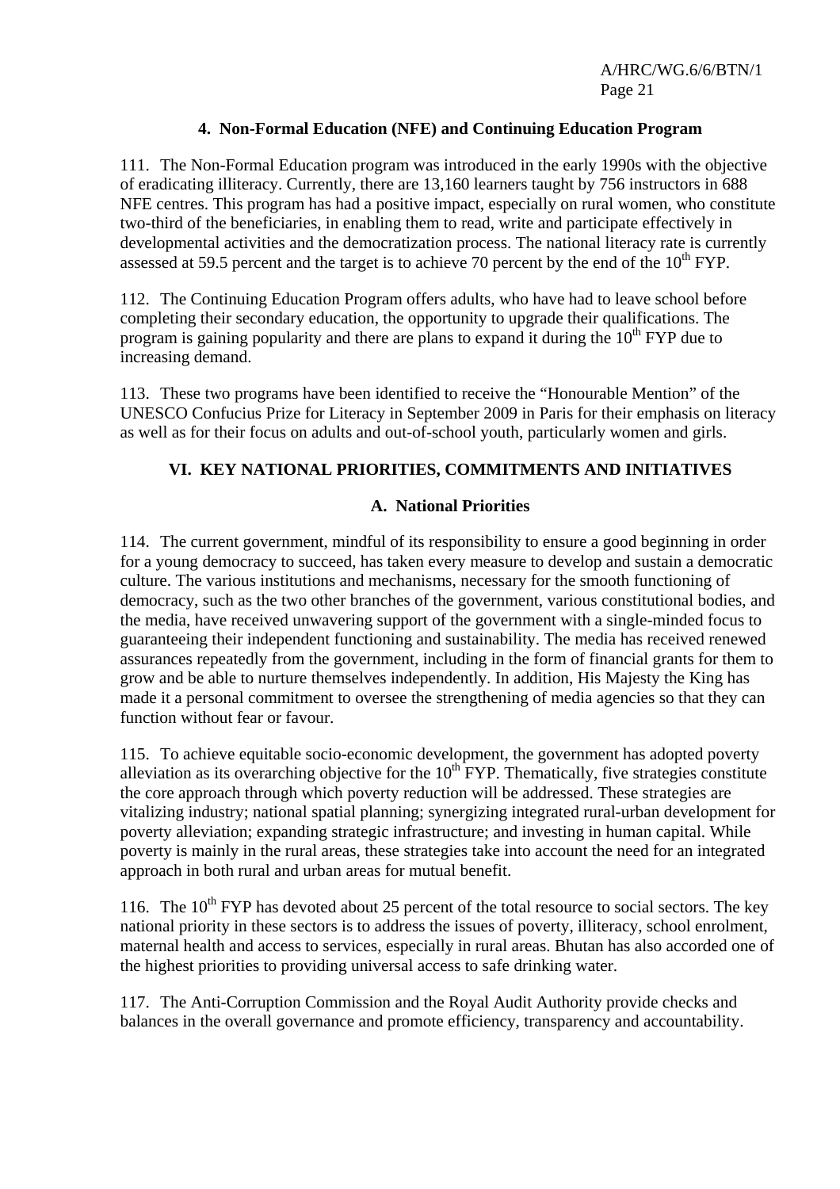### 4. Non-Formal Education (NFE) and Continuing Education Program

111. The Non-Formal Education program was introduced in the early 1990s with the objective of eradicating illiteracy. Currently, there are 13,160 learners taught by 756 instructors in 688 NFE centres. This program has had a positive impact, especially on rural women, who constitute two-third of the beneficiaries, in enabling them to read, write and participate effectively in developmental activities and the democratization process. The national literacy rate is currently assessed at 59.5 percent and the target is to achieve 70 percent by the end of the 10th FYP.

112. The Continuing Education Program offers adults, who have had to leave school before completing their secondary education, the opportunity to upgrade their qualifications. The program is gaining popularity and there are plans to expand it during the 10th FYP due to increasing demand.

113. These two programs have been identified to receive the "Honourable Mention" of the UNESCO Confucius Prize for Literacy in September 2009 in Paris for their emphasis on literacy as well as for their focus on adults and out-of-school youth, particularly women and girls.

## VI. KEY NATIONAL PRIORITIES, COMMITMENTS AND INITIATIVES

### A. National Priorities

114. The current government, mindful of its responsibility to ensure a good beginning in order for a young democracy to succeed, has taken every measure to develop and sustain a democratic culture. The various institutions and mechanisms, necessary for the smooth functioning of democracy, such as the two other branches of the government, various constitutional bodies, and the media, have received unwavering support of the government with a single-minded focus to guaranteeing their independent functioning and sustainability. The media has received renewed assurances repeatedly from the government, including in the form of financial grants for them to grow and be able to nurture themselves independently. In addition, His Majesty the King has made it a personal commitment to oversee the strengthening of media agencies so that they can function without fear or favour.

115. To achieve equitable socio-economic development, the government has adopted poverty alleviation as its overarching objective for the 10th FYP. Thematically, five strategies constitute the core approach through which poverty reduction will be addressed. These strategies are vitalizing industry; national spatial planning; synergizing integrated rural-urban development for poverty alleviation; expanding strategic infrastructure; and investing in human capital. While poverty is mainly in the rural areas, these strategies take into account the need for an integrated approach in both rural and urban areas for mutual benefit.

116. The 10th FYP has devoted about 25 percent of the total resource to social sectors. The key national priority in these sectors is to address the issues of poverty, illiteracy, school enrolment, maternal health and access to services, especially in rural areas. Bhutan has also accorded one of the highest priorities to providing universal access to safe drinking water.

117. The Anti-Corruption Commission and the Royal Audit Authority provide checks and balances in the overall governance and promote efficiency, transparency and accountability.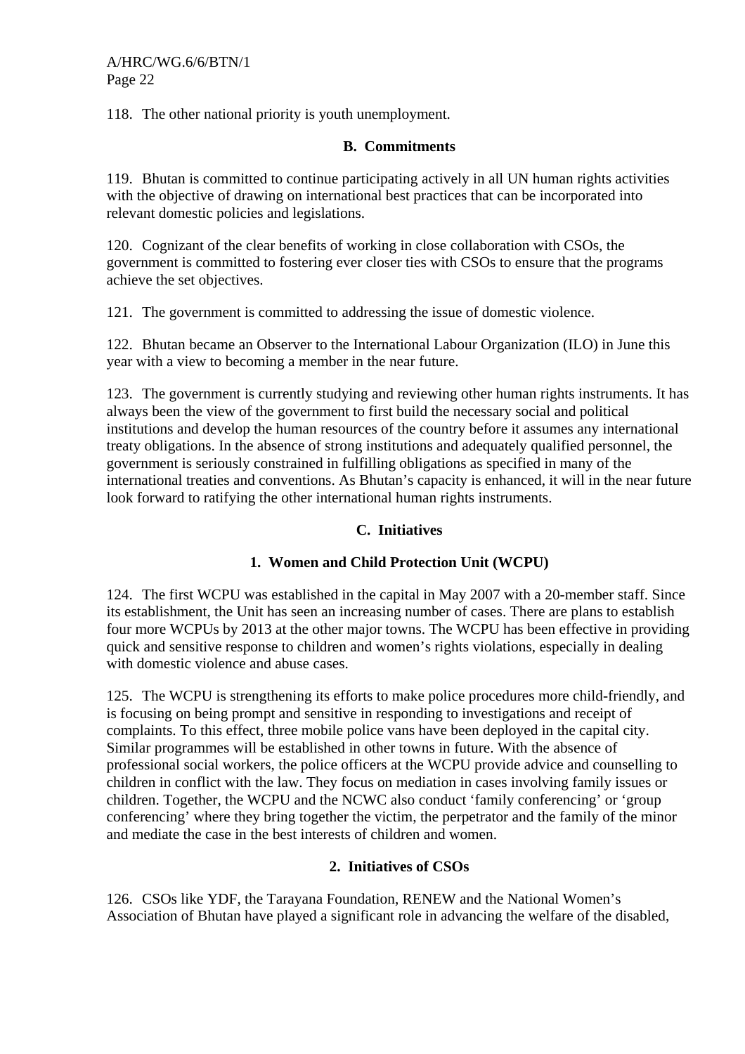118. The other national priority is youth unemployment.

## B. Commitments

119. Bhutan is committed to continue participating actively in all UN human rights activities with the objective of drawing on international best practices that can be incorporated into relevant domestic policies and legislations.

120. Cognizant of the clear benefits of working in close collaboration with CSOs, the government is committed to fostering ever closer ties with CSOs to ensure that the programs achieve the set objectives.

121. The government is committed to addressing the issue of domestic violence.

122. Bhutan became an Observer to the International Labour Organization (ILO) in June this year with a view to becoming a member in the near future.

123. The government is currently studying and reviewing other human rights instruments. It has always been the view of the government to first build the necessary social and political institutions and develop the human resources of the country before it assumes any international treaty obligations. In the absence of strong institutions and adequately qualified personnel, the government is seriously constrained in fulfilling obligations as specified in many of the international treaties and conventions. As Bhutan's capacity is enhanced, it will in the near future look forward to ratifying the other international human rights instruments.

## C. Initiatives

### 1. Women and Child Protection Unit (WCPU)

124. The first WCPU was established in the capital in May 2007 with a 20-member staff. Since its establishment, the Unit has seen an increasing number of cases. There are plans to establish four more WCPUs by 2013 at the other major towns. The WCPU has been effective in providing quick and sensitive response to children and women's rights violations, especially in dealing with domestic violence and abuse cases.

125. The WCPU is strengthening its efforts to make police procedures more child-friendly, and is focusing on being prompt and sensitive in responding to investigations and receipt of complaints. To this effect, three mobile police vans have been deployed in the capital city. Similar programmes will be established in other towns in future. With the absence of professional social workers, the police officers at the WCPU provide advice and counselling to children in conflict with the law. They focus on mediation in cases involving family issues or children. Together, the WCPU and the NCWC also conduct 'family conferencing' or 'group conferencing' where they bring together the victim, the perpetrator and the family of the minor and mediate the case in the best interests of children and women.

### 2. Initiatives of CSOs

126. CSOs like YDF, the Tarayana Foundation, RENEW and the National Women's Association of Bhutan have played a significant role in advancing the welfare of the disabled,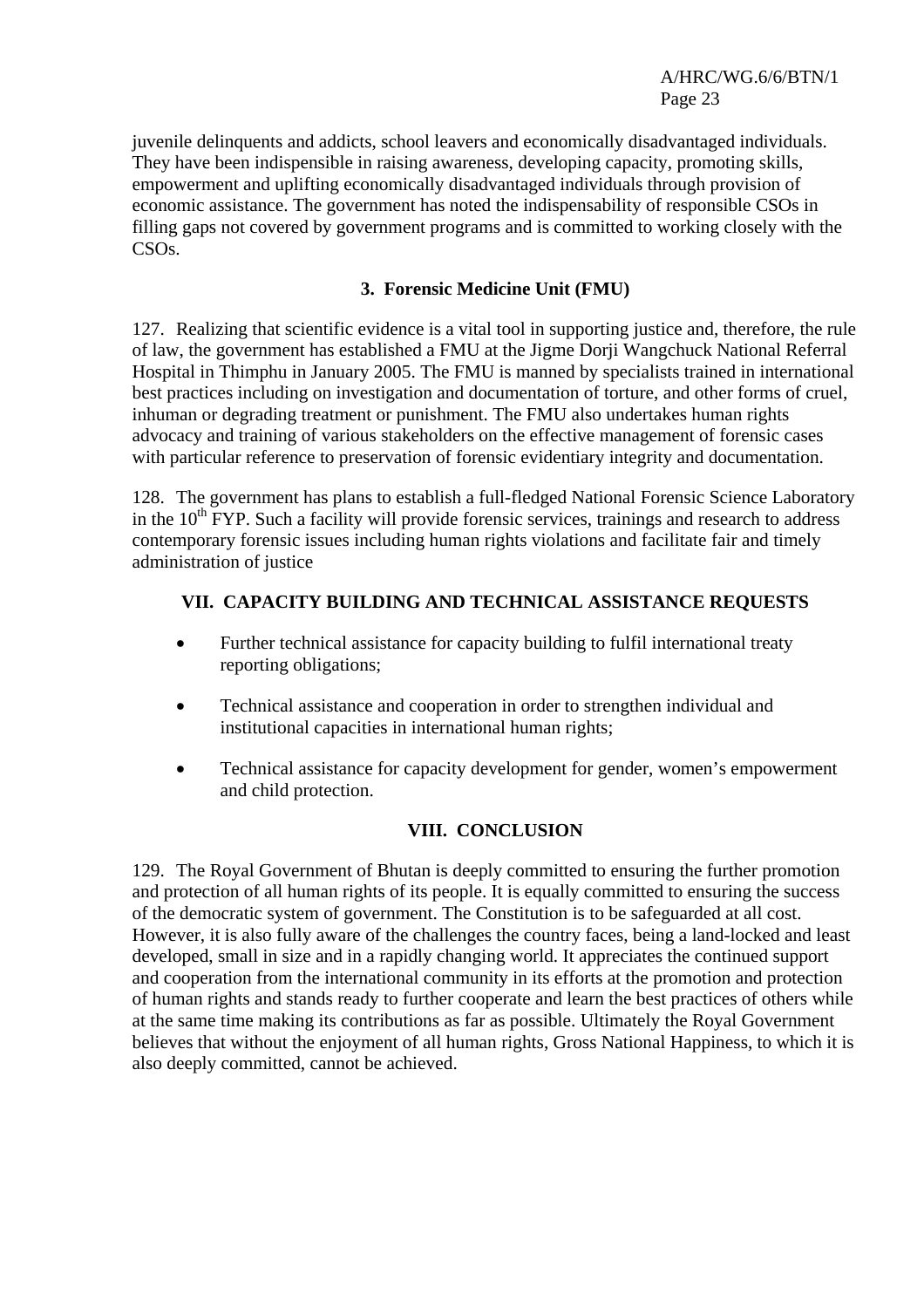juvenile delinquents and addicts, school leavers and economically disadvantaged individuals. They have been indispensible in raising awareness, developing capacity, promoting skills, empowerment and uplifting economically disadvantaged individuals through provision of economic assistance. The government has noted the indispensability of responsible CSOs in filling gaps not covered by government programs and is committed to working closely with the CSOs.

### 3. Forensic Medicine Unit (FMU)

127. Realizing that scientific evidence is a vital tool in supporting justice and, therefore, the rule of law, the government has established a FMU at the Jigme Dorji Wangchuck National Referral Hospital in Thimphu in January 2005. The FMU is manned by specialists trained in international best practices including on investigation and documentation of torture, and other forms of cruel, inhuman or degrading treatment or punishment. The FMU also undertakes human rights advocacy and training of various stakeholders on the effective management of forensic cases with particular reference to preservation of forensic evidentiary integrity and documentation.

128. The government has plans to establish a full-fledged National Forensic Science Laboratory in the 10th FYP. Such a facility will provide forensic services, trainings and research to address contemporary forensic issues including human rights violations and facilitate fair and timely administration of justice

## VII. CAPACITY BUILDING AND TECHNICAL ASSISTANCE REQUESTS

- Further technical assistance for capacity building to fulfil international treaty reporting obligations;
- Technical assistance and cooperation in order to strengthen individual and institutional capacities in international human rights;
- Technical assistance for capacity development for gender, women's empowerment and child protection.

## VIII. CONCLUSION

129. The Royal Government of Bhutan is deeply committed to ensuring the further promotion and protection of all human rights of its people. It is equally committed to ensuring the success of the democratic system of government. The Constitution is to be safeguarded at all cost. However, it is also fully aware of the challenges the country faces, being a land-locked and least developed, small in size and in a rapidly changing world. It appreciates the continued support and cooperation from the international community in its efforts at the promotion and protection of human rights and stands ready to further cooperate and learn the best practices of others while at the same time making its contributions as far as possible. Ultimately the Royal Government believes that without the enjoyment of all human rights, Gross National Happiness, to which it is also deeply committed, cannot be achieved.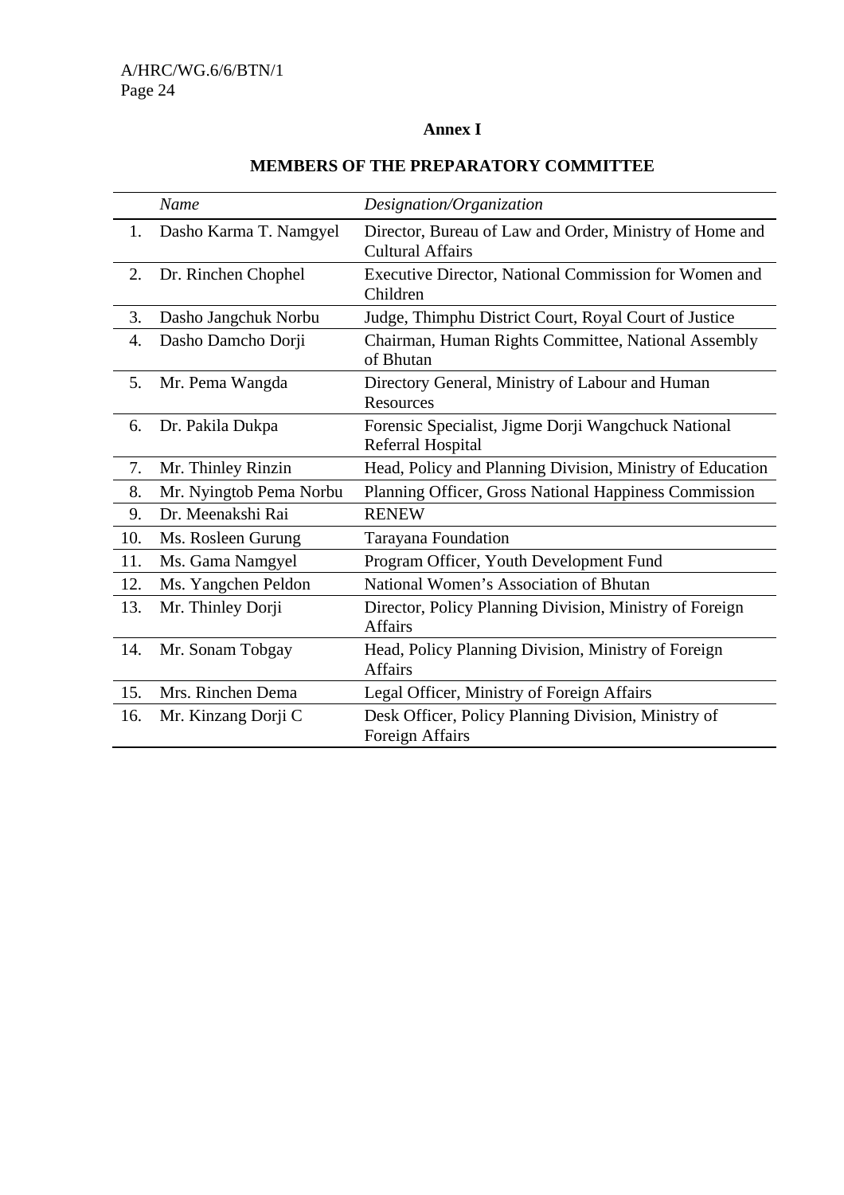**Annex I**

**MEMBERS OF THE PREPARATORY COMMITTEE**

| | *Name* | *Designation/Organization* |
|---|---|---|
| 1. | Dasho Karma T. Namgyel | Director, Bureau of Law and Order, Ministry of Home and Cultural Affairs |
| 2. | Dr. Rinchen Chophel | Executive Director, National Commission for Women and Children |
| 3. | Dasho Jangchuk Norbu | Judge, Thimphu District Court, Royal Court of Justice |
| 4. | Dasho Damcho Dorji | Chairman, Human Rights Committee, National Assembly of Bhutan |
| 5. | Mr. Pema Wangda | Directory General, Ministry of Labour and Human Resources |
| 6. | Dr. Pakila Dukpa | Forensic Specialist, Jigme Dorji Wangchuck National Referral Hospital |
| 7. | Mr. Thinley Rinzin | Head, Policy and Planning Division, Ministry of Education |
| 8. | Mr. Nyingtob Pema Norbu | Planning Officer, Gross National Happiness Commission |
| 9. | Dr. Meenakshi Rai | RENEW |
| 10. | Ms. Rosleen Gurung | Tarayana Foundation |
| 11. | Ms. Gama Namgyel | Program Officer, Youth Development Fund |
| 12. | Ms. Yangchen Peldon | National Women's Association of Bhutan |
| 13. | Mr. Thinley Dorji | Director, Policy Planning Division, Ministry of Foreign Affairs |
| 14. | Mr. Sonam Tobgay | Head, Policy Planning Division, Ministry of Foreign Affairs |
| 15. | Mrs. Rinchen Dema | Legal Officer, Ministry of Foreign Affairs |
| 16. | Mr. Kinzang Dorji C | Desk Officer, Policy Planning Division, Ministry of Foreign Affairs |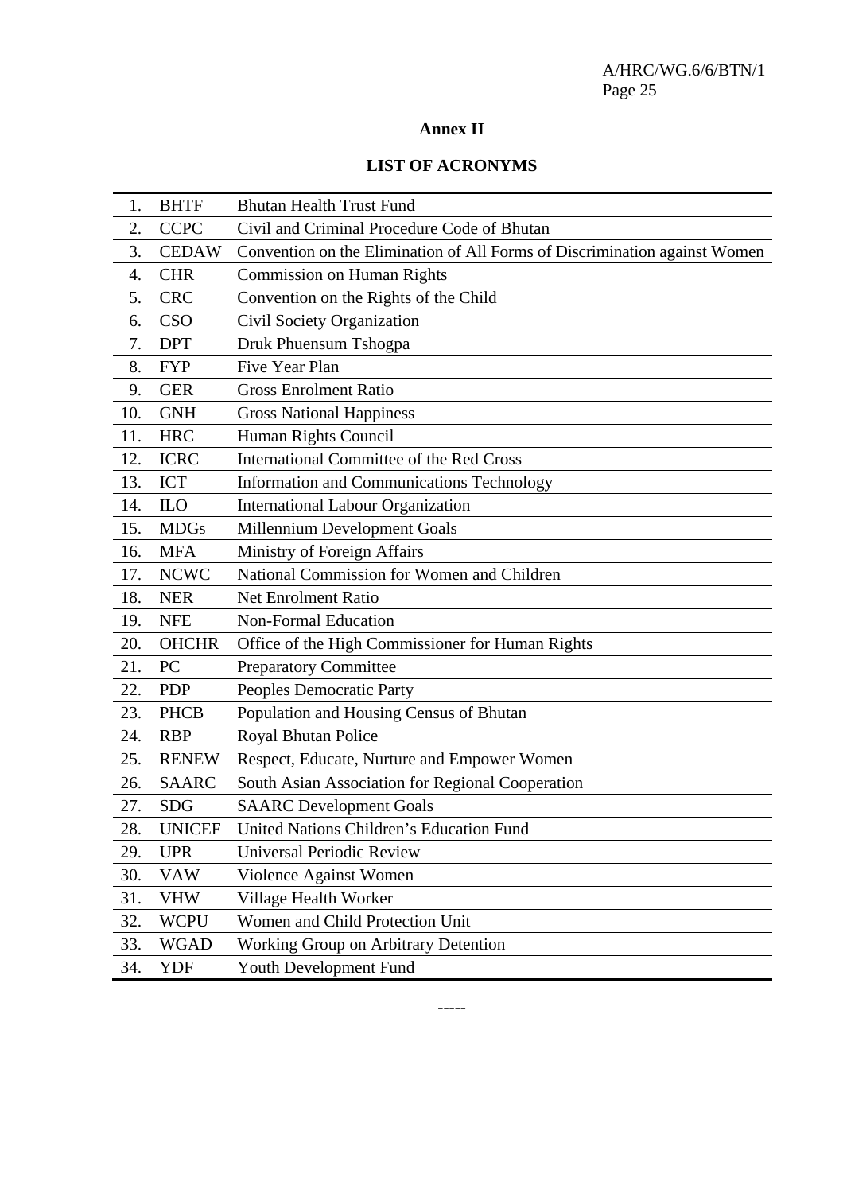## Annex II

## LIST OF ACRONYMS

| | | |
|---|---|---|
| 1. | BHTF | Bhutan Health Trust Fund |
| 2. | CCPC | Civil and Criminal Procedure Code of Bhutan |
| 3. | CEDAW | Convention on the Elimination of All Forms of Discrimination against Women |
| 4. | CHR | Commission on Human Rights |
| 5. | CRC | Convention on the Rights of the Child |
| 6. | CSO | Civil Society Organization |
| 7. | DPT | Druk Phuensum Tshogpa |
| 8. | FYP | Five Year Plan |
| 9. | GER | Gross Enrolment Ratio |
| 10. | GNH | Gross National Happiness |
| 11. | HRC | Human Rights Council |
| 12. | ICRC | International Committee of the Red Cross |
| 13. | ICT | Information and Communications Technology |
| 14. | ILO | International Labour Organization |
| 15. | MDGs | Millennium Development Goals |
| 16. | MFA | Ministry of Foreign Affairs |
| 17. | NCWC | National Commission for Women and Children |
| 18. | NER | Net Enrolment Ratio |
| 19. | NFE | Non-Formal Education |
| 20. | OHCHR | Office of the High Commissioner for Human Rights |
| 21. | PC | Preparatory Committee |
| 22. | PDP | Peoples Democratic Party |
| 23. | PHCB | Population and Housing Census of Bhutan |
| 24. | RBP | Royal Bhutan Police |
| 25. | RENEW | Respect, Educate, Nurture and Empower Women |
| 26. | SAARC | South Asian Association for Regional Cooperation |
| 27. | SDG | SAARC Development Goals |
| 28. | UNICEF | United Nations Children's Education Fund |
| 29. | UPR | Universal Periodic Review |
| 30. | VAW | Violence Against Women |
| 31. | VHW | Village Health Worker |
| 32. | WCPU | Women and Child Protection Unit |
| 33. | WGAD | Working Group on Arbitrary Detention |
| 34. | YDF | Youth Development Fund |

-----